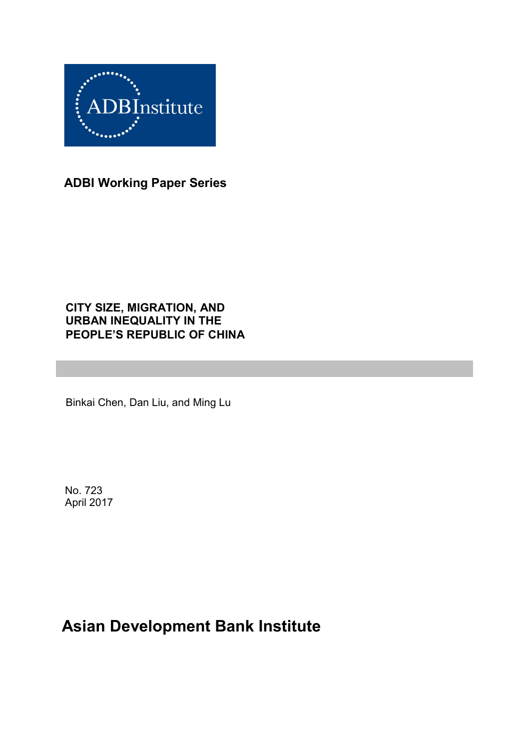ADBInstitute

**ADBI Working Paper Series**

# CITY SIZE, MIGRATION, AND URBAN INEQUALITY IN THE PEOPLE'S REPUBLIC OF CHINA

Binkai Chen, Dan Liu, and Ming Lu

No. 723
April 2017

**Asian Development Bank Institute**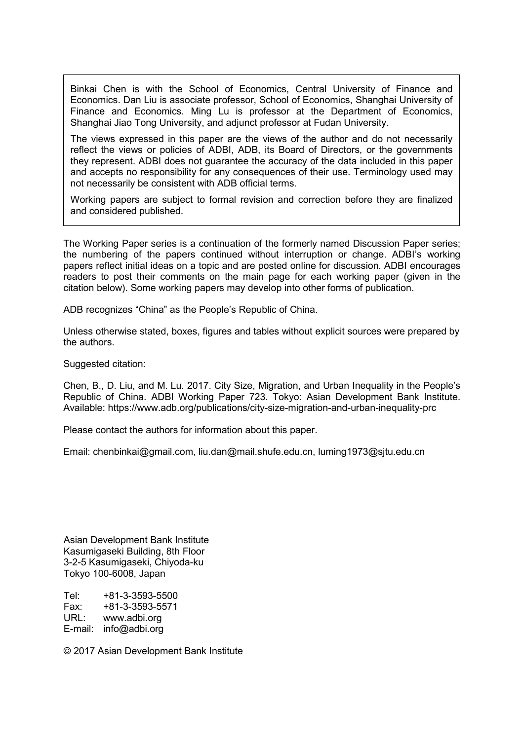Binkai Chen is with the School of Economics, Central University of Finance and Economics. Dan Liu is associate professor, School of Economics, Shanghai University of Finance and Economics. Ming Lu is professor at the Department of Economics, Shanghai Jiao Tong University, and adjunct professor at Fudan University.

The views expressed in this paper are the views of the author and do not necessarily reflect the views or policies of ADBI, ADB, its Board of Directors, or the governments they represent. ADBI does not guarantee the accuracy of the data included in this paper and accepts no responsibility for any consequences of their use. Terminology used may not necessarily be consistent with ADB official terms.

Working papers are subject to formal revision and correction before they are finalized and considered published.

The Working Paper series is a continuation of the formerly named Discussion Paper series; the numbering of the papers continued without interruption or change. ADBI's working papers reflect initial ideas on a topic and are posted online for discussion. ADBI encourages readers to post their comments on the main page for each working paper (given in the citation below). Some working papers may develop into other forms of publication.

ADB recognizes "China" as the People's Republic of China.

Unless otherwise stated, boxes, figures and tables without explicit sources were prepared by the authors.

Suggested citation:

Chen, B., D. Liu, and M. Lu. 2017. City Size, Migration, and Urban Inequality in the People's Republic of China. ADBI Working Paper 723. Tokyo: Asian Development Bank Institute. Available: https://www.adb.org/publications/city-size-migration-and-urban-inequality-prc

Please contact the authors for information about this paper.

Email: chenbinkai@gmail.com, liu.dan@mail.shufe.edu.cn, luming1973@sjtu.edu.cn

Asian Development Bank Institute
Kasumigaseki Building, 8th Floor
3-2-5 Kasumigaseki, Chiyoda-ku
Tokyo 100-6008, Japan

Tel: +81-3-3593-5500
Fax: +81-3-3593-5571
URL: www.adbi.org
E-mail: info@adbi.org

© 2017 Asian Development Bank Institute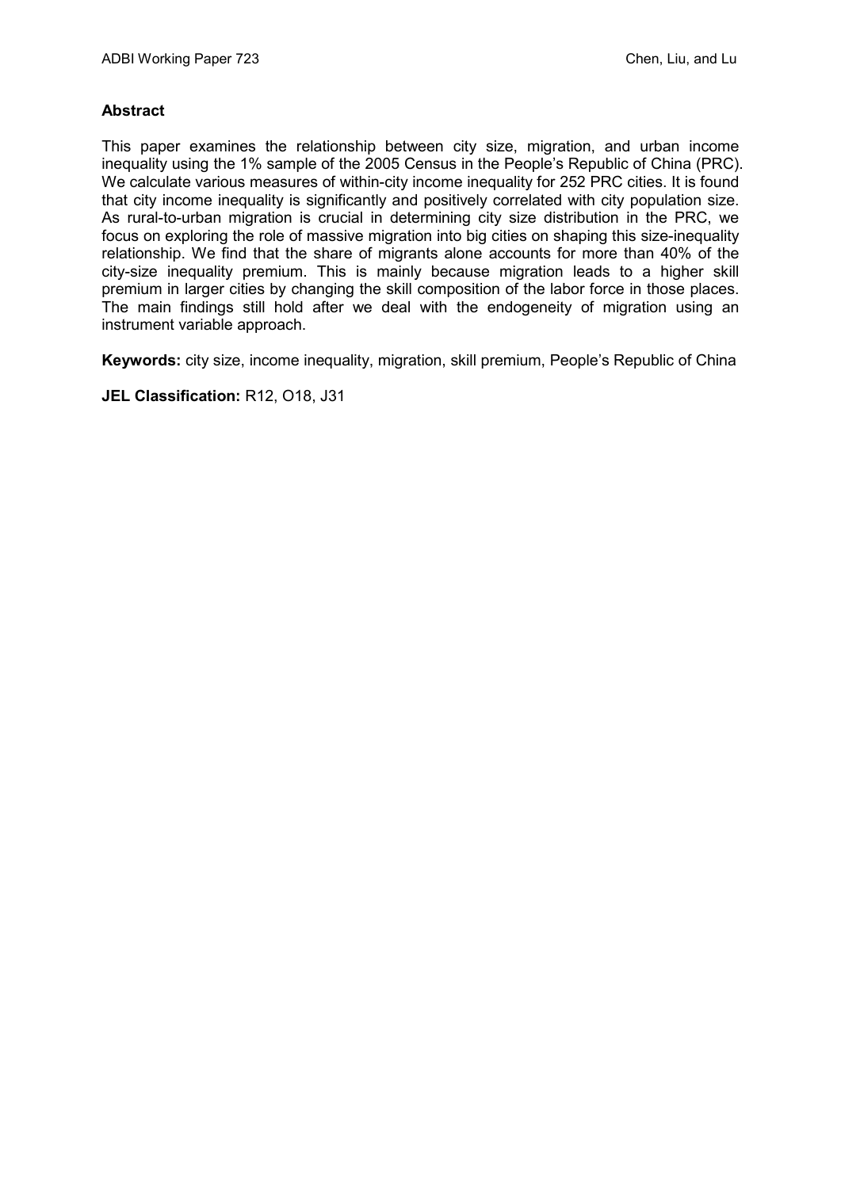**Abstract**

This paper examines the relationship between city size, migration, and urban income inequality using the 1% sample of the 2005 Census in the People's Republic of China (PRC). We calculate various measures of within-city income inequality for 252 PRC cities. It is found that city income inequality is significantly and positively correlated with city population size. As rural-to-urban migration is crucial in determining city size distribution in the PRC, we focus on exploring the role of massive migration into big cities on shaping this size-inequality relationship. We find that the share of migrants alone accounts for more than 40% of the city-size inequality premium. This is mainly because migration leads to a higher skill premium in larger cities by changing the skill composition of the labor force in those places. The main findings still hold after we deal with the endogeneity of migration using an instrument variable approach.

**Keywords:** city size, income inequality, migration, skill premium, People's Republic of China

**JEL Classification:** R12, O18, J31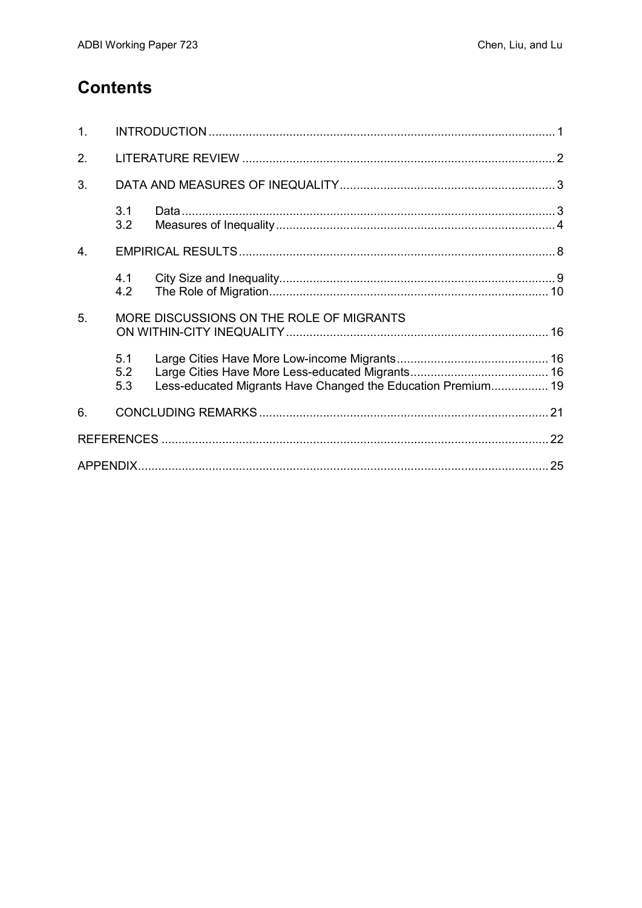# Contents

1. INTRODUCTION ..... 1
2. LITERATURE REVIEW ..... 2
3. DATA AND MEASURES OF INEQUALITY ..... 3
   - 3.1 Data ..... 3
   - 3.2 Measures of Inequality ..... 4
4. EMPIRICAL RESULTS ..... 8
   - 4.1 City Size and Inequality ..... 9
   - 4.2 The Role of Migration ..... 10
5. MORE DISCUSSIONS ON THE ROLE OF MIGRANTS ON WITHIN-CITY INEQUALITY ..... 16
   - 5.1 Large Cities Have More Low-income Migrants ..... 16
   - 5.2 Large Cities Have More Less-educated Migrants ..... 16
   - 5.3 Less-educated Migrants Have Changed the Education Premium ..... 19
6. CONCLUDING REMARKS ..... 21

REFERENCES ..... 22

APPENDIX ..... 25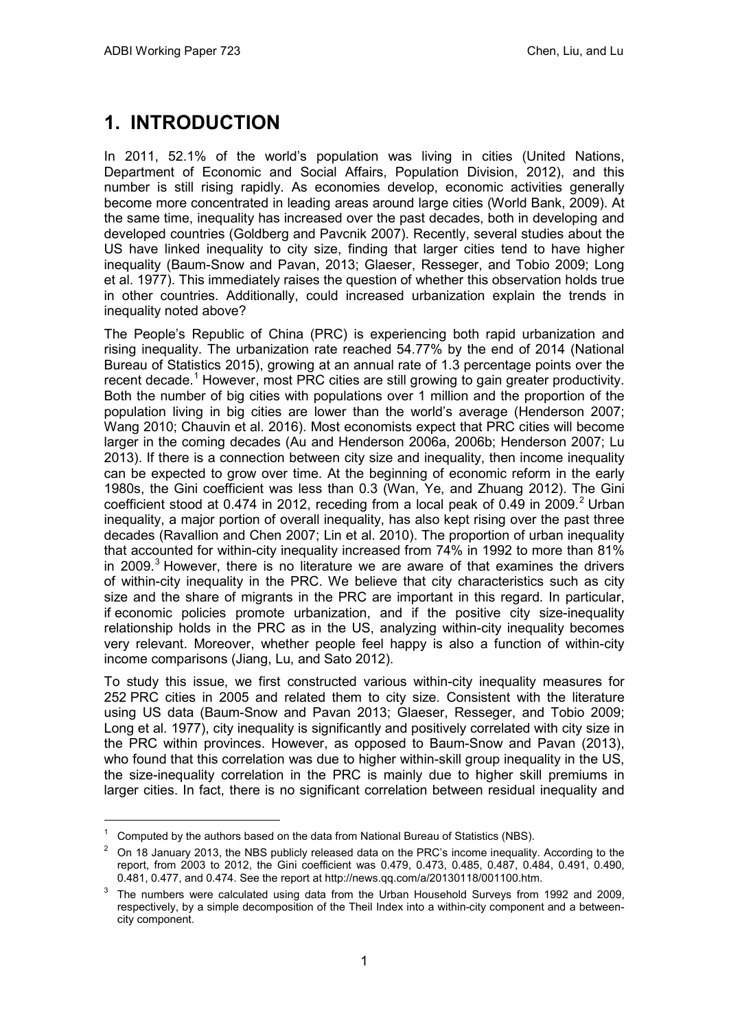# 1. INTRODUCTION

In 2011, 52.1% of the world's population was living in cities (United Nations, Department of Economic and Social Affairs, Population Division, 2012), and this number is still rising rapidly. As economies develop, economic activities generally become more concentrated in leading areas around large cities (World Bank, 2009). At the same time, inequality has increased over the past decades, both in developing and developed countries (Goldberg and Pavcnik 2007). Recently, several studies about the US have linked inequality to city size, finding that larger cities tend to have higher inequality (Baum-Snow and Pavan, 2013; Glaeser, Resseger, and Tobio 2009; Long et al. 1977). This immediately raises the question of whether this observation holds true in other countries. Additionally, could increased urbanization explain the trends in inequality noted above?

The People's Republic of China (PRC) is experiencing both rapid urbanization and rising inequality. The urbanization rate reached 54.77% by the end of 2014 (National Bureau of Statistics 2015), growing at an annual rate of 1.3 percentage points over the recent decade.[1] However, most PRC cities are still growing to gain greater productivity. Both the number of big cities with populations over 1 million and the proportion of the population living in big cities are lower than the world's average (Henderson 2007; Wang 2010; Chauvin et al. 2016). Most economists expect that PRC cities will become larger in the coming decades (Au and Henderson 2006a, 2006b; Henderson 2007; Lu 2013). If there is a connection between city size and inequality, then income inequality can be expected to grow over time. At the beginning of economic reform in the early 1980s, the Gini coefficient was less than 0.3 (Wan, Ye, and Zhuang 2012). The Gini coefficient stood at 0.474 in 2012, receding from a local peak of 0.49 in 2009.[2] Urban inequality, a major portion of overall inequality, has also kept rising over the past three decades (Ravallion and Chen 2007; Lin et al. 2010). The proportion of urban inequality that accounted for within-city inequality increased from 74% in 1992 to more than 81% in 2009.[3] However, there is no literature we are aware of that examines the drivers of within-city inequality in the PRC. We believe that city characteristics such as city size and the share of migrants in the PRC are important in this regard. In particular, if economic policies promote urbanization, and if the positive city size-inequality relationship holds in the PRC as in the US, analyzing within-city inequality becomes very relevant. Moreover, whether people feel happy is also a function of within-city income comparisons (Jiang, Lu, and Sato 2012).

To study this issue, we first constructed various within-city inequality measures for 252 PRC cities in 2005 and related them to city size. Consistent with the literature using US data (Baum-Snow and Pavan 2013; Glaeser, Resseger, and Tobio 2009; Long et al. 1977), city inequality is significantly and positively correlated with city size in the PRC within provinces. However, as opposed to Baum-Snow and Pavan (2013), who found that this correlation was due to higher within-skill group inequality in the US, the size-inequality correlation in the PRC is mainly due to higher skill premiums in larger cities. In fact, there is no significant correlation between residual inequality and

---

[1] Computed by the authors based on the data from National Bureau of Statistics (NBS).

[2] On 18 January 2013, the NBS publicly released data on the PRC's income inequality. According to the report, from 2003 to 2012, the Gini coefficient was 0.479, 0.473, 0.485, 0.487, 0.484, 0.491, 0.490, 0.481, 0.477, and 0.474. See the report at http://news.qq.com/a/20130118/001100.htm.

[3] The numbers were calculated using data from the Urban Household Surveys from 1992 and 2009, respectively, by a simple decomposition of the Theil Index into a within-city component and a between-city component.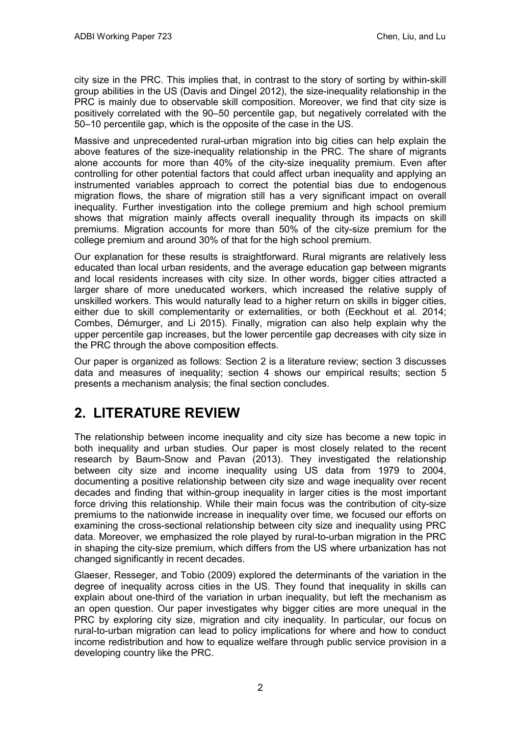city size in the PRC. This implies that, in contrast to the story of sorting by within-skill group abilities in the US (Davis and Dingel 2012), the size-inequality relationship in the PRC is mainly due to observable skill composition. Moreover, we find that city size is positively correlated with the 90–50 percentile gap, but negatively correlated with the 50–10 percentile gap, which is the opposite of the case in the US.

Massive and unprecedented rural-urban migration into big cities can help explain the above features of the size-inequality relationship in the PRC. The share of migrants alone accounts for more than 40% of the city-size inequality premium. Even after controlling for other potential factors that could affect urban inequality and applying an instrumented variables approach to correct the potential bias due to endogenous migration flows, the share of migration still has a very significant impact on overall inequality. Further investigation into the college premium and high school premium shows that migration mainly affects overall inequality through its impacts on skill premiums. Migration accounts for more than 50% of the city-size premium for the college premium and around 30% of that for the high school premium.

Our explanation for these results is straightforward. Rural migrants are relatively less educated than local urban residents, and the average education gap between migrants and local residents increases with city size. In other words, bigger cities attracted a larger share of more uneducated workers, which increased the relative supply of unskilled workers. This would naturally lead to a higher return on skills in bigger cities, either due to skill complementarity or externalities, or both (Eeckhout et al. 2014; Combes, Démurger, and Li 2015). Finally, migration can also help explain why the upper percentile gap increases, but the lower percentile gap decreases with city size in the PRC through the above composition effects.

Our paper is organized as follows: Section 2 is a literature review; section 3 discusses data and measures of inequality; section 4 shows our empirical results; section 5 presents a mechanism analysis; the final section concludes.

## 2. LITERATURE REVIEW

The relationship between income inequality and city size has become a new topic in both inequality and urban studies. Our paper is most closely related to the recent research by Baum-Snow and Pavan (2013). They investigated the relationship between city size and income inequality using US data from 1979 to 2004, documenting a positive relationship between city size and wage inequality over recent decades and finding that within-group inequality in larger cities is the most important force driving this relationship. While their main focus was the contribution of city-size premiums to the nationwide increase in inequality over time, we focused our efforts on examining the cross-sectional relationship between city size and inequality using PRC data. Moreover, we emphasized the role played by rural-to-urban migration in the PRC in shaping the city-size premium, which differs from the US where urbanization has not changed significantly in recent decades.

Glaeser, Resseger, and Tobio (2009) explored the determinants of the variation in the degree of inequality across cities in the US. They found that inequality in skills can explain about one-third of the variation in urban inequality, but left the mechanism as an open question. Our paper investigates why bigger cities are more unequal in the PRC by exploring city size, migration and city inequality. In particular, our focus on rural-to-urban migration can lead to policy implications for where and how to conduct income redistribution and how to equalize welfare through public service provision in a developing country like the PRC.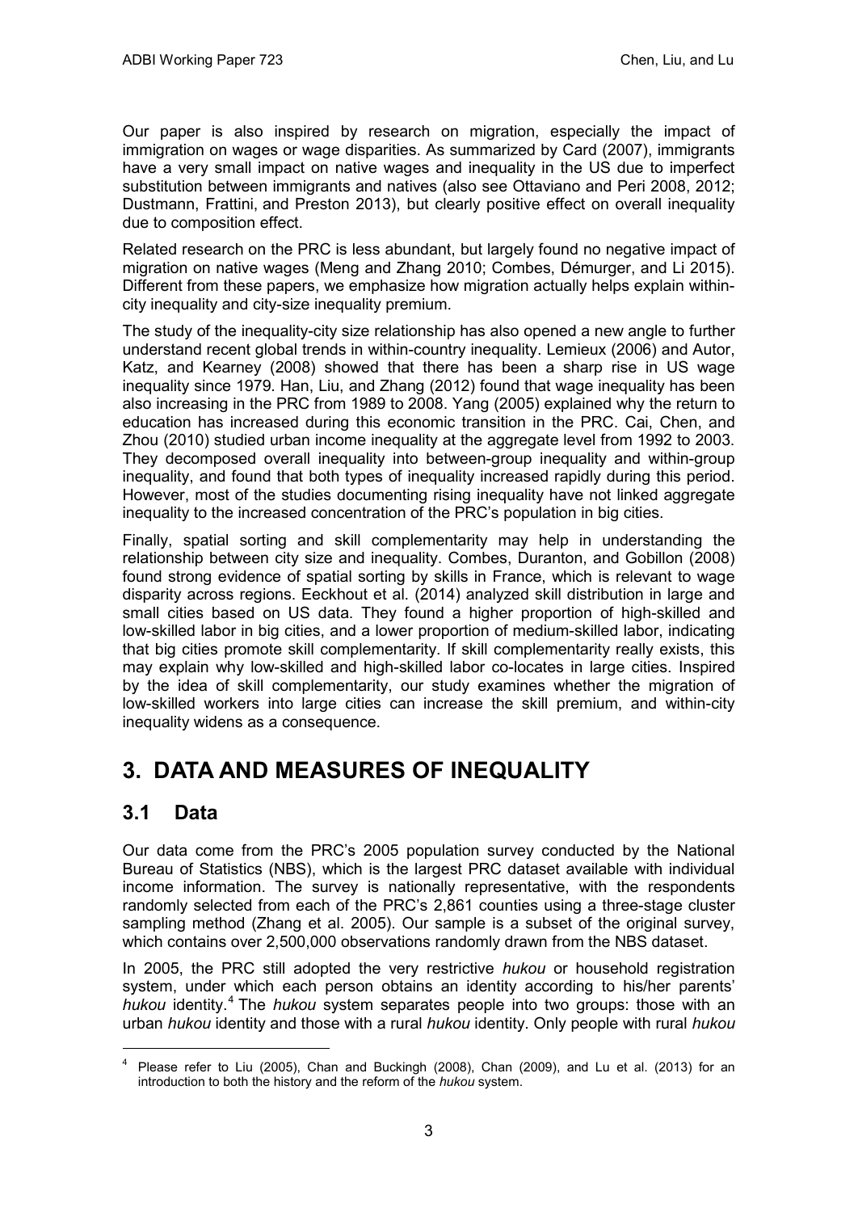Our paper is also inspired by research on migration, especially the impact of immigration on wages or wage disparities. As summarized by Card (2007), immigrants have a very small impact on native wages and inequality in the US due to imperfect substitution between immigrants and natives (also see Ottaviano and Peri 2008, 2012; Dustmann, Frattini, and Preston 2013), but clearly positive effect on overall inequality due to composition effect.

Related research on the PRC is less abundant, but largely found no negative impact of migration on native wages (Meng and Zhang 2010; Combes, Démurger, and Li 2015). Different from these papers, we emphasize how migration actually helps explain within-city inequality and city-size inequality premium.

The study of the inequality-city size relationship has also opened a new angle to further understand recent global trends in within-country inequality. Lemieux (2006) and Autor, Katz, and Kearney (2008) showed that there has been a sharp rise in US wage inequality since 1979. Han, Liu, and Zhang (2012) found that wage inequality has been also increasing in the PRC from 1989 to 2008. Yang (2005) explained why the return to education has increased during this economic transition in the PRC. Cai, Chen, and Zhou (2010) studied urban income inequality at the aggregate level from 1992 to 2003. They decomposed overall inequality into between-group inequality and within-group inequality, and found that both types of inequality increased rapidly during this period. However, most of the studies documenting rising inequality have not linked aggregate inequality to the increased concentration of the PRC's population in big cities.

Finally, spatial sorting and skill complementarity may help in understanding the relationship between city size and inequality. Combes, Duranton, and Gobillon (2008) found strong evidence of spatial sorting by skills in France, which is relevant to wage disparity across regions. Eeckhout et al. (2014) analyzed skill distribution in large and small cities based on US data. They found a higher proportion of high-skilled and low-skilled labor in big cities, and a lower proportion of medium-skilled labor, indicating that big cities promote skill complementarity. If skill complementarity really exists, this may explain why low-skilled and high-skilled labor co-locates in large cities. Inspired by the idea of skill complementarity, our study examines whether the migration of low-skilled workers into large cities can increase the skill premium, and within-city inequality widens as a consequence.

# 3. DATA AND MEASURES OF INEQUALITY

## 3.1 Data

Our data come from the PRC's 2005 population survey conducted by the National Bureau of Statistics (NBS), which is the largest PRC dataset available with individual income information. The survey is nationally representative, with the respondents randomly selected from each of the PRC's 2,861 counties using a three-stage cluster sampling method (Zhang et al. 2005). Our sample is a subset of the original survey, which contains over 2,500,000 observations randomly drawn from the NBS dataset.

In 2005, the PRC still adopted the very restrictive *hukou* or household registration system, under which each person obtains an identity according to his/her parents' *hukou* identity.[4] The *hukou* system separates people into two groups: those with an urban *hukou* identity and those with a rural *hukou* identity. Only people with rural *hukou*

[4] Please refer to Liu (2005), Chan and Buckingh (2008), Chan (2009), and Lu et al. (2013) for an introduction to both the history and the reform of the *hukou* system.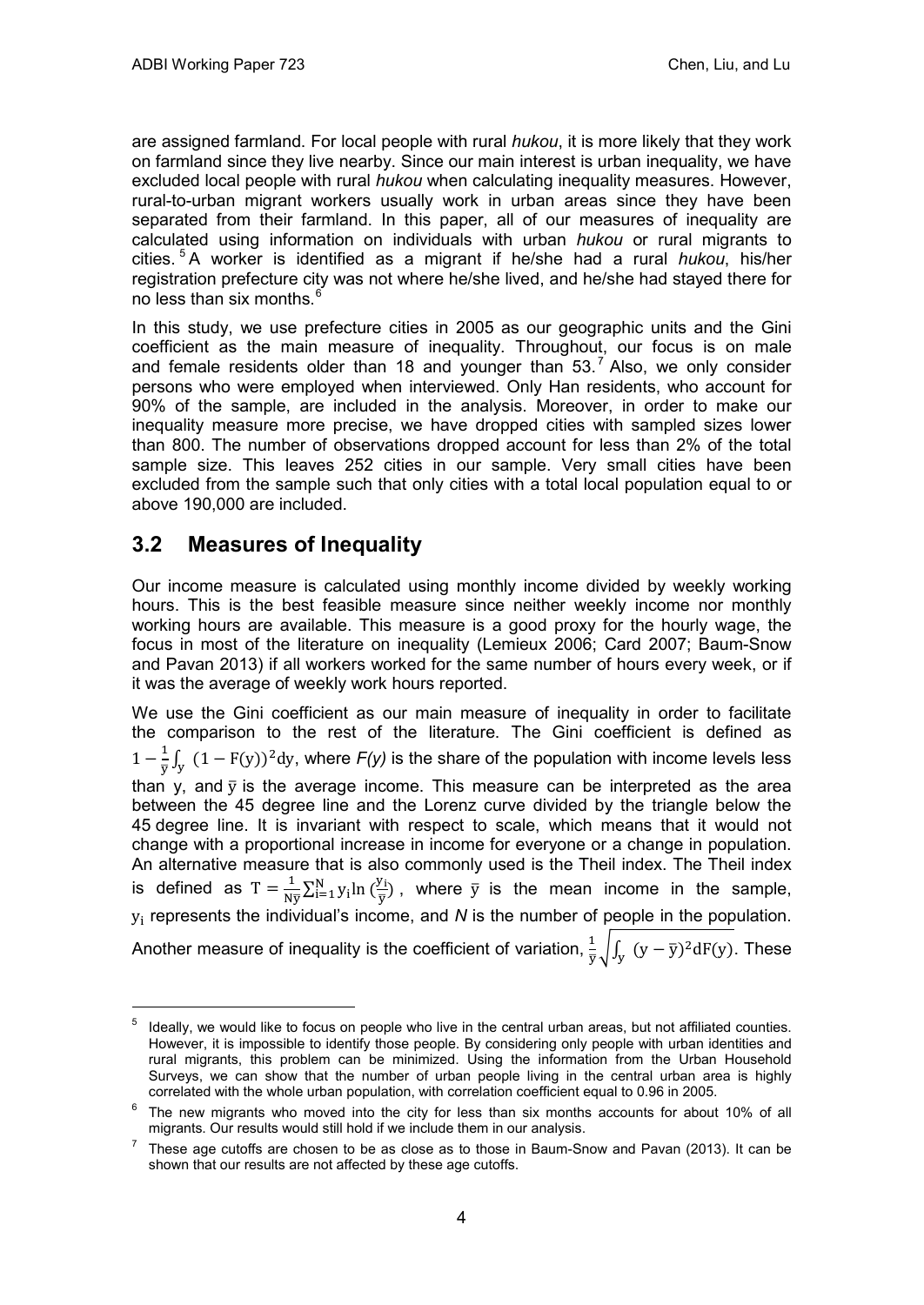are assigned farmland. For local people with rural *hukou*, it is more likely that they work on farmland since they live nearby. Since our main interest is urban inequality, we have excluded local people with rural *hukou* when calculating inequality measures. However, rural-to-urban migrant workers usually work in urban areas since they have been separated from their farmland. In this paper, all of our measures of inequality are calculated using information on individuals with urban *hukou* or rural migrants to cities.[5] A worker is identified as a migrant if he/she had a rural *hukou*, his/her registration prefecture city was not where he/she lived, and he/she had stayed there for no less than six months.[6]

In this study, we use prefecture cities in 2005 as our geographic units and the Gini coefficient as the main measure of inequality. Throughout, our focus is on male and female residents older than 18 and younger than 53.[7] Also, we only consider persons who were employed when interviewed. Only Han residents, who account for 90% of the sample, are included in the analysis. Moreover, in order to make our inequality measure more precise, we have dropped cities with sampled sizes lower than 800. The number of observations dropped account for less than 2% of the total sample size. This leaves 252 cities in our sample. Very small cities have been excluded from the sample such that only cities with a total local population equal to or above 190,000 are included.

## 3.2 Measures of Inequality

Our income measure is calculated using monthly income divided by weekly working hours. This is the best feasible measure since neither weekly income nor monthly working hours are available. This measure is a good proxy for the hourly wage, the focus in most of the literature on inequality (Lemieux 2006; Card 2007; Baum-Snow and Pavan 2013) if all workers worked for the same number of hours every week, or if it was the average of weekly work hours reported.

We use the Gini coefficient as our main measure of inequality in order to facilitate the comparison to the rest of the literature. The Gini coefficient is defined as $1 - \frac{1}{\bar{y}}\int_{y} (1 - F(y))^2 dy$, where *F(y)* is the share of the population with income levels less than y, and $\bar{y}$ is the average income. This measure can be interpreted as the area between the 45 degree line and the Lorenz curve divided by the triangle below the 45 degree line. It is invariant with respect to scale, which means that it would not change with a proportional increase in income for everyone or a change in population. An alternative measure that is also commonly used is the Theil index. The Theil index is defined as $T = \frac{1}{N\bar{y}}\sum_{i=1}^{N} y_i \ln\left(\frac{y_i}{\bar{y}}\right)$, where $\bar{y}$ is the mean income in the sample, $y_i$ represents the individual's income, and *N* is the number of people in the population. Another measure of inequality is the coefficient of variation, $\frac{1}{\bar{y}}\sqrt{\int_{y} (y - \bar{y})^2 dF(y)}$. These

---

[5] Ideally, we would like to focus on people who live in the central urban areas, but not affiliated counties. However, it is impossible to identify those people. By considering only people with urban identities and rural migrants, this problem can be minimized. Using the information from the Urban Household Surveys, we can show that the number of urban people living in the central urban area is highly correlated with the whole urban population, with correlation coefficient equal to 0.96 in 2005.

[6] The new migrants who moved into the city for less than six months accounts for about 10% of all migrants. Our results would still hold if we include them in our analysis.

[7] These age cutoffs are chosen to be as close as to those in Baum-Snow and Pavan (2013). It can be shown that our results are not affected by these age cutoffs.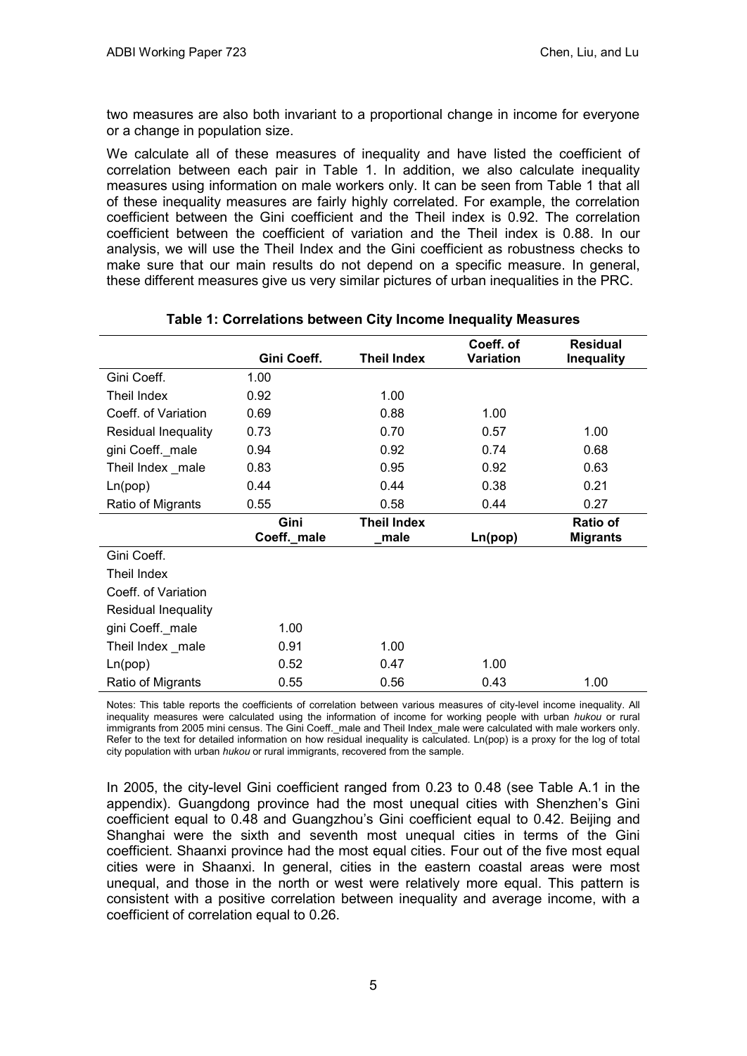two measures are also both invariant to a proportional change in income for everyone or a change in population size.

We calculate all of these measures of inequality and have listed the coefficient of correlation between each pair in Table 1. In addition, we also calculate inequality measures using information on male workers only. It can be seen from Table 1 that all of these inequality measures are fairly highly correlated. For example, the correlation coefficient between the Gini coefficient and the Theil index is 0.92. The correlation coefficient between the coefficient of variation and the Theil index is 0.88. In our analysis, we will use the Theil Index and the Gini coefficient as robustness checks to make sure that our main results do not depend on a specific measure. In general, these different measures give us very similar pictures of urban inequalities in the PRC.

**Table 1: Correlations between City Income Inequality Measures**

| | Gini Coeff. | Theil Index | Coeff. of Variation | Residual Inequality |
|---|---|---|---|---|
| Gini Coeff. | 1.00 | | | |
| Theil Index | 0.92 | 1.00 | | |
| Coeff. of Variation | 0.69 | 0.88 | 1.00 | |
| Residual Inequality | 0.73 | 0.70 | 0.57 | 1.00 |
| gini Coeff._male | 0.94 | 0.92 | 0.74 | 0.68 |
| Theil Index _male | 0.83 | 0.95 | 0.92 | 0.63 |
| Ln(pop) | 0.44 | 0.44 | 0.38 | 0.21 |
| Ratio of Migrants | 0.55 | 0.58 | 0.44 | 0.27 |
| | **Gini Coeff._male** | **Theil Index _male** | **Ln(pop)** | **Ratio of Migrants** |
| Gini Coeff. | | | | |
| Theil Index | | | | |
| Coeff. of Variation | | | | |
| Residual Inequality | | | | |
| gini Coeff._male | 1.00 | | | |
| Theil Index _male | 0.91 | 1.00 | | |
| Ln(pop) | 0.52 | 0.47 | 1.00 | |
| Ratio of Migrants | 0.55 | 0.56 | 0.43 | 1.00 |

Notes: This table reports the coefficients of correlation between various measures of city-level income inequality. All inequality measures were calculated using the information of income for working people with urban *hukou* or rural immigrants from 2005 mini census. The Gini Coeff._male and Theil Index_male were calculated with male workers only. Refer to the text for detailed information on how residual inequality is calculated. Ln(pop) is a proxy for the log of total city population with urban *hukou* or rural immigrants, recovered from the sample.

In 2005, the city-level Gini coefficient ranged from 0.23 to 0.48 (see Table A.1 in the appendix). Guangdong province had the most unequal cities with Shenzhen's Gini coefficient equal to 0.48 and Guangzhou's Gini coefficient equal to 0.42. Beijing and Shanghai were the sixth and seventh most unequal cities in terms of the Gini coefficient. Shaanxi province had the most equal cities. Four out of the five most equal cities were in Shaanxi. In general, cities in the eastern coastal areas were most unequal, and those in the north or west were relatively more equal. This pattern is consistent with a positive correlation between inequality and average income, with a coefficient of correlation equal to 0.26.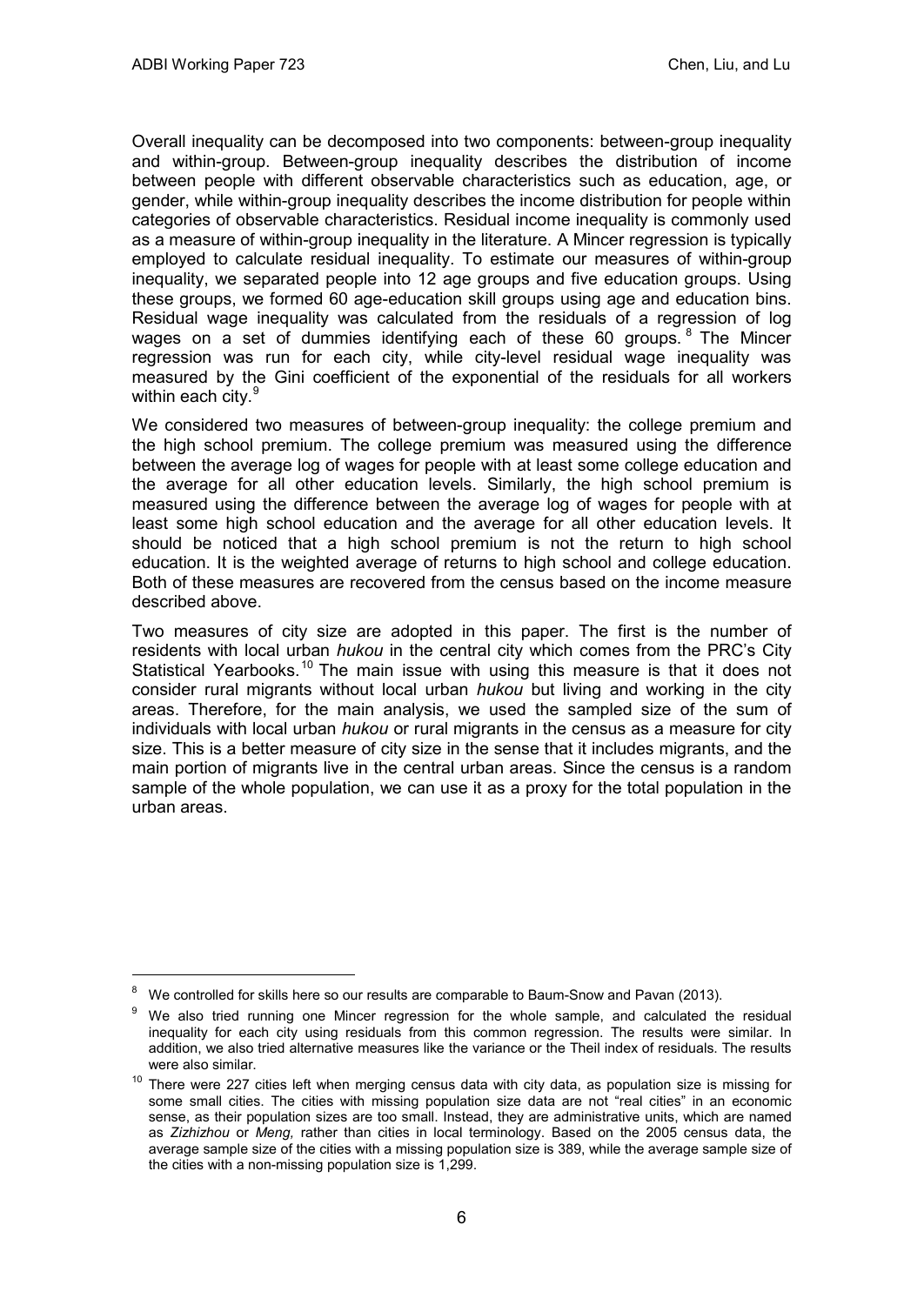Overall inequality can be decomposed into two components: between-group inequality and within-group. Between-group inequality describes the distribution of income between people with different observable characteristics such as education, age, or gender, while within-group inequality describes the income distribution for people within categories of observable characteristics. Residual income inequality is commonly used as a measure of within-group inequality in the literature. A Mincer regression is typically employed to calculate residual inequality. To estimate our measures of within-group inequality, we separated people into 12 age groups and five education groups. Using these groups, we formed 60 age-education skill groups using age and education bins. Residual wage inequality was calculated from the residuals of a regression of log wages on a set of dummies identifying each of these 60 groups.[8] The Mincer regression was run for each city, while city-level residual wage inequality was measured by the Gini coefficient of the exponential of the residuals for all workers within each city.[9]

We considered two measures of between-group inequality: the college premium and the high school premium. The college premium was measured using the difference between the average log of wages for people with at least some college education and the average for all other education levels. Similarly, the high school premium is measured using the difference between the average log of wages for people with at least some high school education and the average for all other education levels. It should be noticed that a high school premium is not the return to high school education. It is the weighted average of returns to high school and college education. Both of these measures are recovered from the census based on the income measure described above.

Two measures of city size are adopted in this paper. The first is the number of residents with local urban *hukou* in the central city which comes from the PRC's City Statistical Yearbooks.[10] The main issue with using this measure is that it does not consider rural migrants without local urban *hukou* but living and working in the city areas. Therefore, for the main analysis, we used the sampled size of the sum of individuals with local urban *hukou* or rural migrants in the census as a measure for city size. This is a better measure of city size in the sense that it includes migrants, and the main portion of migrants live in the central urban areas. Since the census is a random sample of the whole population, we can use it as a proxy for the total population in the urban areas.

---

[8] We controlled for skills here so our results are comparable to Baum-Snow and Pavan (2013).

[9] We also tried running one Mincer regression for the whole sample, and calculated the residual inequality for each city using residuals from this common regression. The results were similar. In addition, we also tried alternative measures like the variance or the Theil index of residuals. The results were also similar.

[10] There were 227 cities left when merging census data with city data, as population size is missing for some small cities. The cities with missing population size data are not "real cities" in an economic sense, as their population sizes are too small. Instead, they are administrative units, which are named as *Zizhizhou* or *Meng,* rather than cities in local terminology. Based on the 2005 census data, the average sample size of the cities with a missing population size is 389, while the average sample size of the cities with a non-missing population size is 1,299.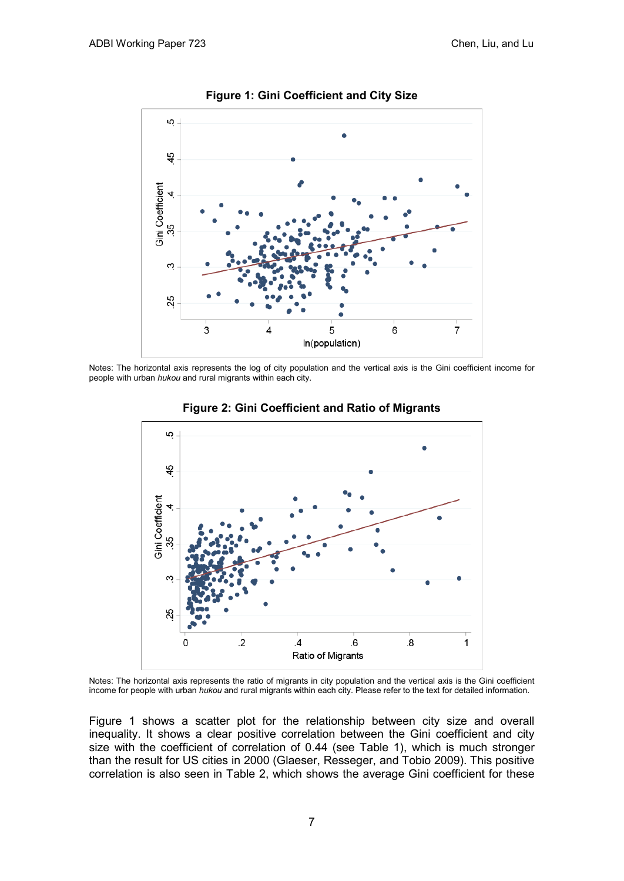**Figure 1: Gini Coefficient and City Size**

Notes: The horizontal axis represents the log of city population and the vertical axis is the Gini coefficient income for people with urban *hukou* and rural migrants within each city.

**Figure 2: Gini Coefficient and Ratio of Migrants**

Notes: The horizontal axis represents the ratio of migrants in city population and the vertical axis is the Gini coefficient income for people with urban *hukou* and rural migrants within each city. Please refer to the text for detailed information.

Figure 1 shows a scatter plot for the relationship between city size and overall inequality. It shows a clear positive correlation between the Gini coefficient and city size with the coefficient of correlation of 0.44 (see Table 1), which is much stronger than the result for US cities in 2000 (Glaeser, Resseger, and Tobio 2009). This positive correlation is also seen in Table 2, which shows the average Gini coefficient for these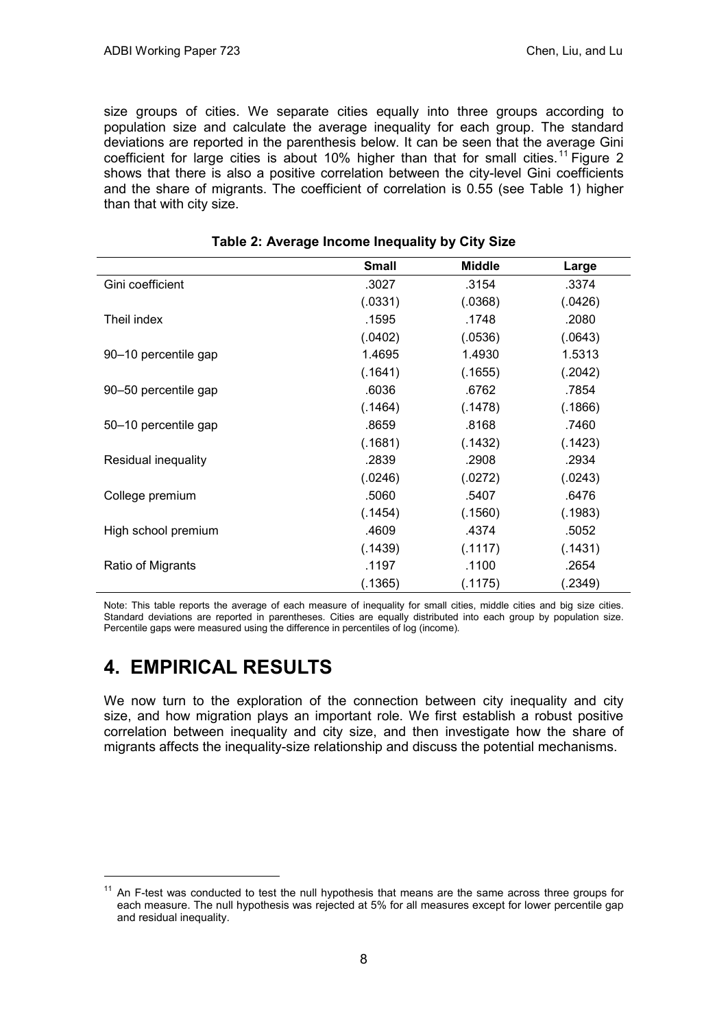size groups of cities. We separate cities equally into three groups according to population size and calculate the average inequality for each group. The standard deviations are reported in the parenthesis below. It can be seen that the average Gini coefficient for large cities is about 10% higher than that for small cities.[11] Figure 2 shows that there is also a positive correlation between the city-level Gini coefficients and the share of migrants. The coefficient of correlation is 0.55 (see Table 1) higher than that with city size.

**Table 2: Average Income Inequality by City Size**

| | Small | Middle | Large |
|---|---|---|---|
| Gini coefficient | .3027 | .3154 | .3374 |
| | (.0331) | (.0368) | (.0426) |
| Theil index | .1595 | .1748 | .2080 |
| | (.0402) | (.0536) | (.0643) |
| 90–10 percentile gap | 1.4695 | 1.4930 | 1.5313 |
| | (.1641) | (.1655) | (.2042) |
| 90–50 percentile gap | .6036 | .6762 | .7854 |
| | (.1464) | (.1478) | (.1866) |
| 50–10 percentile gap | .8659 | .8168 | .7460 |
| | (.1681) | (.1432) | (.1423) |
| Residual inequality | .2839 | .2908 | .2934 |
| | (.0246) | (.0272) | (.0243) |
| College premium | .5060 | .5407 | .6476 |
| | (.1454) | (.1560) | (.1983) |
| High school premium | .4609 | .4374 | .5052 |
| | (.1439) | (.1117) | (.1431) |
| Ratio of Migrants | .1197 | .1100 | .2654 |
| | (.1365) | (.1175) | (.2349) |

Note: This table reports the average of each measure of inequality for small cities, middle cities and big size cities. Standard deviations are reported in parentheses. Cities are equally distributed into each group by population size. Percentile gaps were measured using the difference in percentiles of log (income).

# 4. EMPIRICAL RESULTS

We now turn to the exploration of the connection between city inequality and city size, and how migration plays an important role. We first establish a robust positive correlation between inequality and city size, and then investigate how the share of migrants affects the inequality-size relationship and discuss the potential mechanisms.

[11] An F-test was conducted to test the null hypothesis that means are the same across three groups for each measure. The null hypothesis was rejected at 5% for all measures except for lower percentile gap and residual inequality.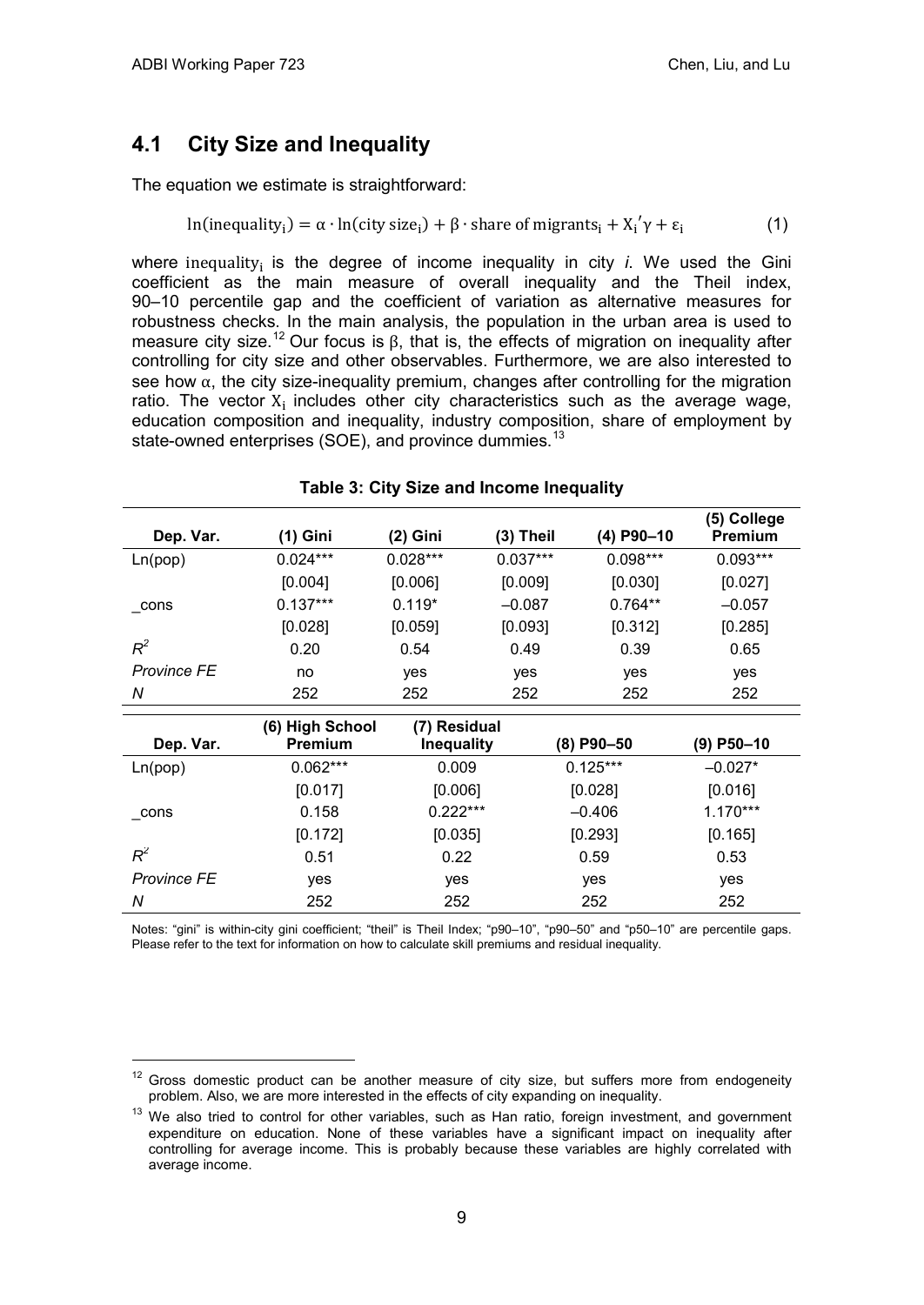## 4.1 City Size and Inequality

The equation we estimate is straightforward:

$$\ln(\text{inequality}_i) = \alpha \cdot \ln(\text{city size}_i) + \beta \cdot \text{share of migrants}_i + X_i{}'\gamma + \varepsilon_i \qquad (1)$$

where $\text{inequality}_i$ is the degree of income inequality in city *i*. We used the Gini coefficient as the main measure of overall inequality and the Theil index, 90–10 percentile gap and the coefficient of variation as alternative measures for robustness checks. In the main analysis, the population in the urban area is used to measure city size.[12] Our focus is β, that is, the effects of migration on inequality after controlling for city size and other observables. Furthermore, we are also interested to see how α, the city size-inequality premium, changes after controlling for the migration ratio. The vector $X_i$ includes other city characteristics such as the average wage, education composition and inequality, industry composition, share of employment by state-owned enterprises (SOE), and province dummies.[13]

**Table 3: City Size and Income Inequality**

| Dep. Var. | (1) Gini | (2) Gini | (3) Theil | (4) P90–10 | (5) College Premium |
|---|---|---|---|---|---|
| Ln(pop) | 0.024*** | 0.028*** | 0.037*** | 0.098*** | 0.093*** |
| | [0.004] | [0.006] | [0.009] | [0.030] | [0.027] |
| _cons | 0.137*** | 0.119* | –0.087 | 0.764** | –0.057 |
| | [0.028] | [0.059] | [0.093] | [0.312] | [0.285] |
| $R^2$ | 0.20 | 0.54 | 0.49 | 0.39 | 0.65 |
| *Province FE* | no | yes | yes | yes | yes |
| *N* | 252 | 252 | 252 | 252 | 252 |

| Dep. Var. | (6) High School Premium | (7) Residual Inequality | (8) P90–50 | (9) P50–10 |
|---|---|---|---|---|
| Ln(pop) | 0.062*** | 0.009 | 0.125*** | –0.027* |
| | [0.017] | [0.006] | [0.028] | [0.016] |
| _cons | 0.158 | 0.222*** | –0.406 | 1.170*** |
| | [0.172] | [0.035] | [0.293] | [0.165] |
| $R^2$ | 0.51 | 0.22 | 0.59 | 0.53 |
| *Province FE* | yes | yes | yes | yes |
| *N* | 252 | 252 | 252 | 252 |

Notes: "gini" is within-city gini coefficient; "theil" is Theil Index; "p90–10", "p90–50" and "p50–10" are percentile gaps. Please refer to the text for information on how to calculate skill premiums and residual inequality.

[12] Gross domestic product can be another measure of city size, but suffers more from endogeneity problem. Also, we are more interested in the effects of city expanding on inequality.

[13] We also tried to control for other variables, such as Han ratio, foreign investment, and government expenditure on education. None of these variables have a significant impact on inequality after controlling for average income. This is probably because these variables are highly correlated with average income.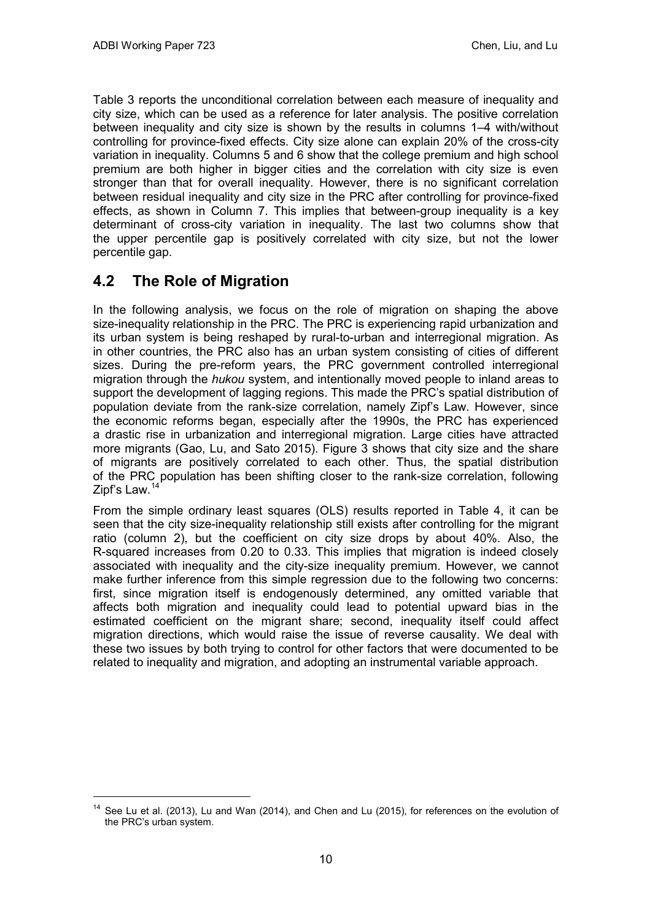Table 3 reports the unconditional correlation between each measure of inequality and city size, which can be used as a reference for later analysis. The positive correlation between inequality and city size is shown by the results in columns 1–4 with/without controlling for province-fixed effects. City size alone can explain 20% of the cross-city variation in inequality. Columns 5 and 6 show that the college premium and high school premium are both higher in bigger cities and the correlation with city size is even stronger than that for overall inequality. However, there is no significant correlation between residual inequality and city size in the PRC after controlling for province-fixed effects, as shown in Column 7. This implies that between-group inequality is a key determinant of cross-city variation in inequality. The last two columns show that the upper percentile gap is positively correlated with city size, but not the lower percentile gap.

## 4.2 The Role of Migration

In the following analysis, we focus on the role of migration on shaping the above size-inequality relationship in the PRC. The PRC is experiencing rapid urbanization and its urban system is being reshaped by rural-to-urban and interregional migration. As in other countries, the PRC also has an urban system consisting of cities of different sizes. During the pre-reform years, the PRC government controlled interregional migration through the *hukou* system, and intentionally moved people to inland areas to support the development of lagging regions. This made the PRC's spatial distribution of population deviate from the rank-size correlation, namely Zipf's Law. However, since the economic reforms began, especially after the 1990s, the PRC has experienced a drastic rise in urbanization and interregional migration. Large cities have attracted more migrants (Gao, Lu, and Sato 2015). Figure 3 shows that city size and the share of migrants are positively correlated to each other. Thus, the spatial distribution of the PRC population has been shifting closer to the rank-size correlation, following Zipf's Law.[14]

From the simple ordinary least squares (OLS) results reported in Table 4, it can be seen that the city size-inequality relationship still exists after controlling for the migrant ratio (column 2), but the coefficient on city size drops by about 40%. Also, the R-squared increases from 0.20 to 0.33. This implies that migration is indeed closely associated with inequality and the city-size inequality premium. However, we cannot make further inference from this simple regression due to the following two concerns: first, since migration itself is endogenously determined, any omitted variable that affects both migration and inequality could lead to potential upward bias in the estimated coefficient on the migrant share; second, inequality itself could affect migration directions, which would raise the issue of reverse causality. We deal with these two issues by both trying to control for other factors that were documented to be related to inequality and migration, and adopting an instrumental variable approach.

---

[14] See Lu et al. (2013), Lu and Wan (2014), and Chen and Lu (2015), for references on the evolution of the PRC's urban system.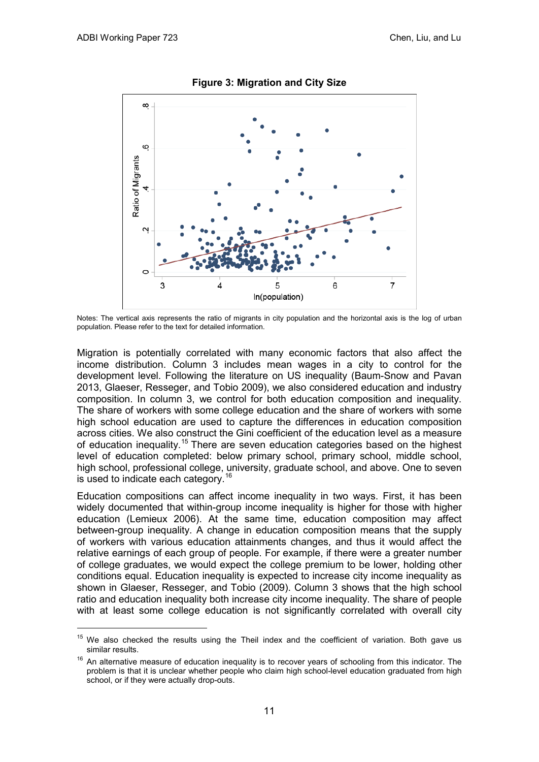**Figure 3: Migration and City Size**

Notes: The vertical axis represents the ratio of migrants in city population and the horizontal axis is the log of urban population. Please refer to the text for detailed information.

Migration is potentially correlated with many economic factors that also affect the income distribution. Column 3 includes mean wages in a city to control for the development level. Following the literature on US inequality (Baum-Snow and Pavan 2013, Glaeser, Resseger, and Tobio 2009), we also considered education and industry composition. In column 3, we control for both education composition and inequality. The share of workers with some college education and the share of workers with some high school education are used to capture the differences in education composition across cities. We also construct the Gini coefficient of the education level as a measure of education inequality.[15] There are seven education categories based on the highest level of education completed: below primary school, primary school, middle school, high school, professional college, university, graduate school, and above. One to seven is used to indicate each category.[16]

Education compositions can affect income inequality in two ways. First, it has been widely documented that within-group income inequality is higher for those with higher education (Lemieux 2006). At the same time, education composition may affect between-group inequality. A change in education composition means that the supply of workers with various education attainments changes, and thus it would affect the relative earnings of each group of people. For example, if there were a greater number of college graduates, we would expect the college premium to be lower, holding other conditions equal. Education inequality is expected to increase city income inequality as shown in Glaeser, Resseger, and Tobio (2009). Column 3 shows that the high school ratio and education inequality both increase city income inequality. The share of people with at least some college education is not significantly correlated with overall city

[15] We also checked the results using the Theil index and the coefficient of variation. Both gave us similar results.

[16] An alternative measure of education inequality is to recover years of schooling from this indicator. The problem is that it is unclear whether people who claim high school-level education graduated from high school, or if they were actually drop-outs.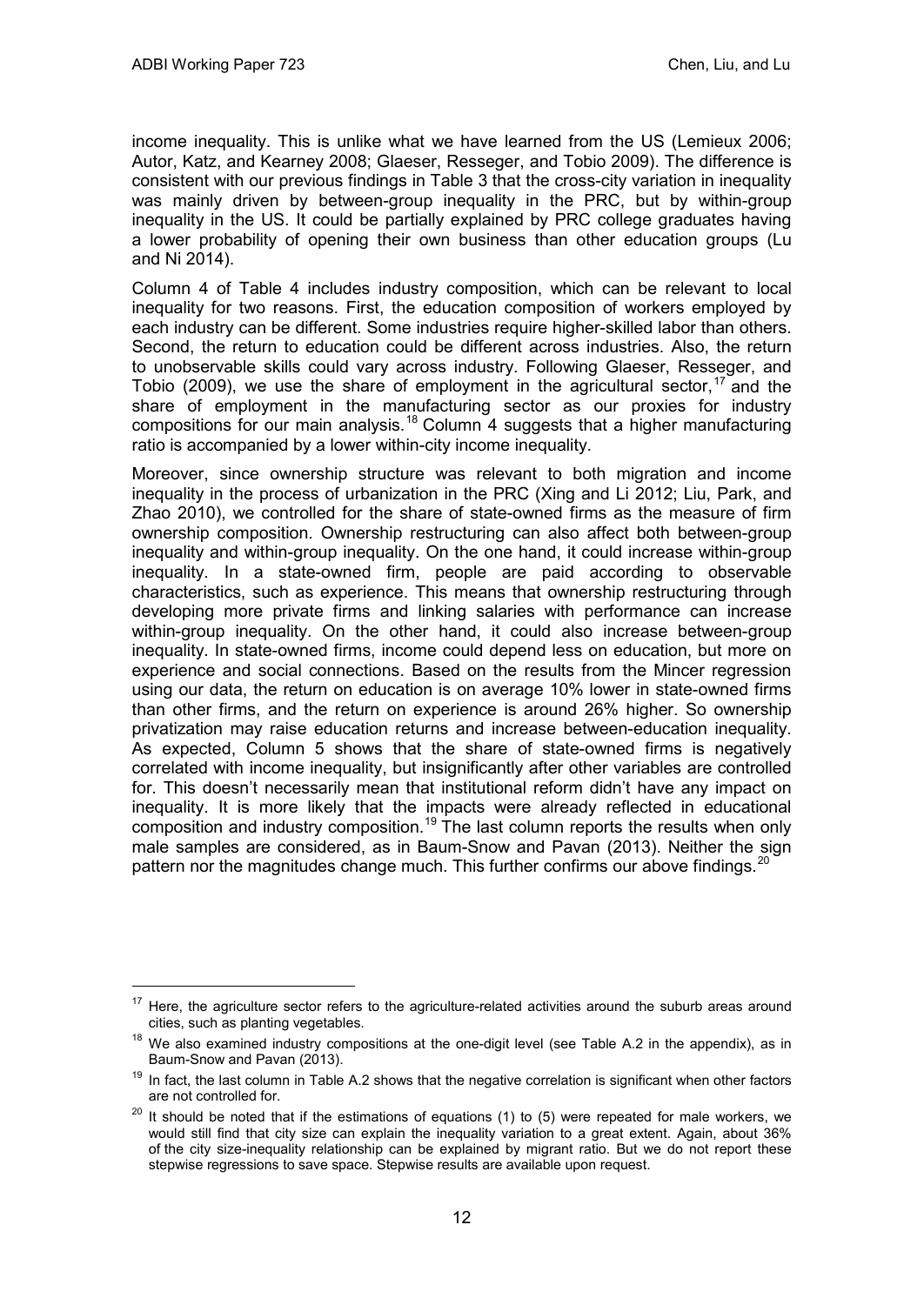income inequality. This is unlike what we have learned from the US (Lemieux 2006; Autor, Katz, and Kearney 2008; Glaeser, Resseger, and Tobio 2009). The difference is consistent with our previous findings in Table 3 that the cross-city variation in inequality was mainly driven by between-group inequality in the PRC, but by within-group inequality in the US. It could be partially explained by PRC college graduates having a lower probability of opening their own business than other education groups (Lu and Ni 2014).

Column 4 of Table 4 includes industry composition, which can be relevant to local inequality for two reasons. First, the education composition of workers employed by each industry can be different. Some industries require higher-skilled labor than others. Second, the return to education could be different across industries. Also, the return to unobservable skills could vary across industry. Following Glaeser, Resseger, and Tobio (2009), we use the share of employment in the agricultural sector,[17] and the share of employment in the manufacturing sector as our proxies for industry compositions for our main analysis.[18] Column 4 suggests that a higher manufacturing ratio is accompanied by a lower within-city income inequality.

Moreover, since ownership structure was relevant to both migration and income inequality in the process of urbanization in the PRC (Xing and Li 2012; Liu, Park, and Zhao 2010), we controlled for the share of state-owned firms as the measure of firm ownership composition. Ownership restructuring can also affect both between-group inequality and within-group inequality. On the one hand, it could increase within-group inequality. In a state-owned firm, people are paid according to observable characteristics, such as experience. This means that ownership restructuring through developing more private firms and linking salaries with performance can increase within-group inequality. On the other hand, it could also increase between-group inequality. In state-owned firms, income could depend less on education, but more on experience and social connections. Based on the results from the Mincer regression using our data, the return on education is on average 10% lower in state-owned firms than other firms, and the return on experience is around 26% higher. So ownership privatization may raise education returns and increase between-education inequality. As expected, Column 5 shows that the share of state-owned firms is negatively correlated with income inequality, but insignificantly after other variables are controlled for. This doesn't necessarily mean that institutional reform didn't have any impact on inequality. It is more likely that the impacts were already reflected in educational composition and industry composition.[19] The last column reports the results when only male samples are considered, as in Baum-Snow and Pavan (2013). Neither the sign pattern nor the magnitudes change much. This further confirms our above findings.[20]

---

[17] Here, the agriculture sector refers to the agriculture-related activities around the suburb areas around cities, such as planting vegetables.

[18] We also examined industry compositions at the one-digit level (see Table A.2 in the appendix), as in Baum-Snow and Pavan (2013).

[19] In fact, the last column in Table A.2 shows that the negative correlation is significant when other factors are not controlled for.

[20] It should be noted that if the estimations of equations (1) to (5) were repeated for male workers, we would still find that city size can explain the inequality variation to a great extent. Again, about 36% of the city size-inequality relationship can be explained by migrant ratio. But we do not report these stepwise regressions to save space. Stepwise results are available upon request.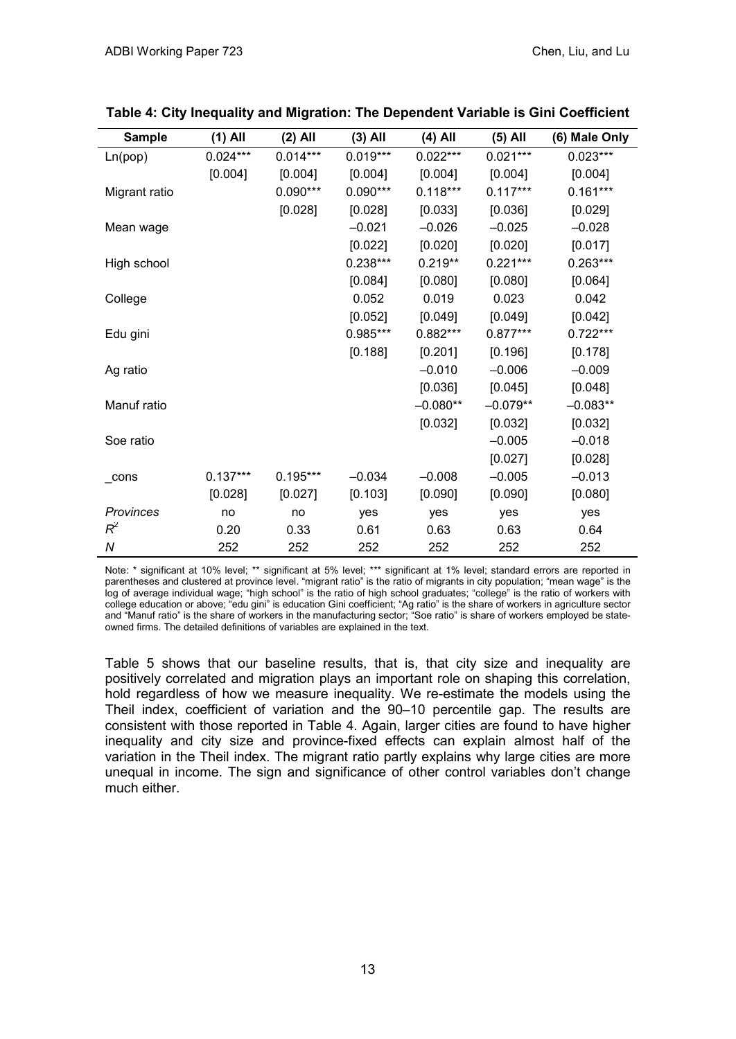**Table 4: City Inequality and Migration: The Dependent Variable is Gini Coefficient**

| Sample | (1) All | (2) All | (3) All | (4) All | (5) All | (6) Male Only |
|---|---|---|---|---|---|---|
| Ln(pop) | 0.024*** | 0.014*** | 0.019*** | 0.022*** | 0.021*** | 0.023*** |
| | [0.004] | [0.004] | [0.004] | [0.004] | [0.004] | [0.004] |
| Migrant ratio | | 0.090*** | 0.090*** | 0.118*** | 0.117*** | 0.161*** |
| | | [0.028] | [0.028] | [0.033] | [0.036] | [0.029] |
| Mean wage | | | −0.021 | −0.026 | −0.025 | −0.028 |
| | | | [0.022] | [0.020] | [0.020] | [0.017] |
| High school | | | 0.238*** | 0.219** | 0.221*** | 0.263*** |
| | | | [0.084] | [0.080] | [0.080] | [0.064] |
| College | | | 0.052 | 0.019 | 0.023 | 0.042 |
| | | | [0.052] | [0.049] | [0.049] | [0.042] |
| Edu gini | | | 0.985*** | 0.882*** | 0.877*** | 0.722*** |
| | | | [0.188] | [0.201] | [0.196] | [0.178] |
| Ag ratio | | | | −0.010 | −0.006 | −0.009 |
| | | | | [0.036] | [0.045] | [0.048] |
| Manuf ratio | | | | −0.080** | −0.079** | −0.083** |
| | | | | [0.032] | [0.032] | [0.032] |
| Soe ratio | | | | | −0.005 | −0.018 |
| | | | | | [0.027] | [0.028] |
| _cons | 0.137*** | 0.195*** | −0.034 | −0.008 | −0.005 | −0.013 |
| | [0.028] | [0.027] | [0.103] | [0.090] | [0.090] | [0.080] |
| *Provinces* | no | no | yes | yes | yes | yes |
| $R^2$ | 0.20 | 0.33 | 0.61 | 0.63 | 0.63 | 0.64 |
| *N* | 252 | 252 | 252 | 252 | 252 | 252 |

Note: * significant at 10% level; ** significant at 5% level; *** significant at 1% level; standard errors are reported in parentheses and clustered at province level. "migrant ratio" is the ratio of migrants in city population; "mean wage" is the log of average individual wage; "high school" is the ratio of high school graduates; "college" is the ratio of workers with college education or above; "edu gini" is education Gini coefficient; "Ag ratio" is the share of workers in agriculture sector and "Manuf ratio" is the share of workers in the manufacturing sector; "Soe ratio" is share of workers employed be state-owned firms. The detailed definitions of variables are explained in the text.

Table 5 shows that our baseline results, that is, that city size and inequality are positively correlated and migration plays an important role on shaping this correlation, hold regardless of how we measure inequality. We re-estimate the models using the Theil index, coefficient of variation and the 90–10 percentile gap. The results are consistent with those reported in Table 4. Again, larger cities are found to have higher inequality and city size and province-fixed effects can explain almost half of the variation in the Theil index. The migrant ratio partly explains why large cities are more unequal in income. The sign and significance of other control variables don't change much either.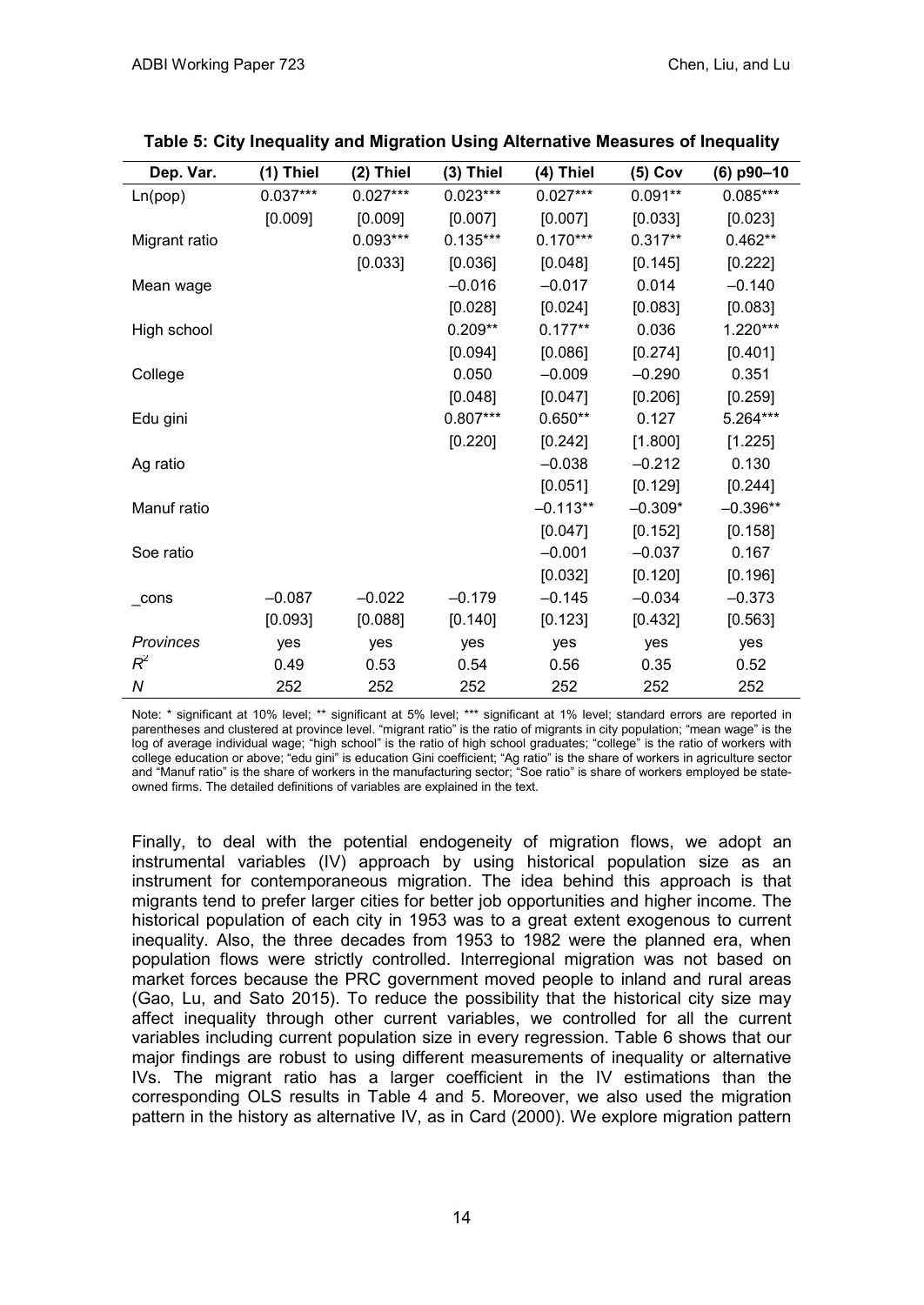**Table 5: City Inequality and Migration Using Alternative Measures of Inequality**

| Dep. Var. | (1) Thiel | (2) Thiel | (3) Thiel | (4) Thiel | (5) Cov | (6) p90–10 |
|---|---|---|---|---|---|---|
| Ln(pop) | 0.037*** | 0.027*** | 0.023*** | 0.027*** | 0.091** | 0.085*** |
| | [0.009] | [0.009] | [0.007] | [0.007] | [0.033] | [0.023] |
| Migrant ratio | | 0.093*** | 0.135*** | 0.170*** | 0.317** | 0.462** |
| | | [0.033] | [0.036] | [0.048] | [0.145] | [0.222] |
| Mean wage | | | –0.016 | –0.017 | 0.014 | –0.140 |
| | | | [0.028] | [0.024] | [0.083] | [0.083] |
| High school | | | 0.209** | 0.177** | 0.036 | 1.220*** |
| | | | [0.094] | [0.086] | [0.274] | [0.401] |
| College | | | 0.050 | –0.009 | –0.290 | 0.351 |
| | | | [0.048] | [0.047] | [0.206] | [0.259] |
| Edu gini | | | 0.807*** | 0.650** | 0.127 | 5.264*** |
| | | | [0.220] | [0.242] | [1.800] | [1.225] |
| Ag ratio | | | | –0.038 | –0.212 | 0.130 |
| | | | | [0.051] | [0.129] | [0.244] |
| Manuf ratio | | | | –0.113** | –0.309* | –0.396** |
| | | | | [0.047] | [0.152] | [0.158] |
| Soe ratio | | | | –0.001 | –0.037 | 0.167 |
| | | | | [0.032] | [0.120] | [0.196] |
| _cons | –0.087 | –0.022 | –0.179 | –0.145 | –0.034 | –0.373 |
| | [0.093] | [0.088] | [0.140] | [0.123] | [0.432] | [0.563] |
| *Provinces* | yes | yes | yes | yes | yes | yes |
| $R^2$ | 0.49 | 0.53 | 0.54 | 0.56 | 0.35 | 0.52 |
| *N* | 252 | 252 | 252 | 252 | 252 | 252 |

Note: * significant at 10% level; ** significant at 5% level; *** significant at 1% level; standard errors are reported in parentheses and clustered at province level. "migrant ratio" is the ratio of migrants in city population; "mean wage" is the log of average individual wage; "high school" is the ratio of high school graduates; "college" is the ratio of workers with college education or above; "edu gini" is education Gini coefficient; "Ag ratio" is the share of workers in agriculture sector and "Manuf ratio" is the share of workers in the manufacturing sector; "Soe ratio" is share of workers employed be state-owned firms. The detailed definitions of variables are explained in the text.

Finally, to deal with the potential endogeneity of migration flows, we adopt an instrumental variables (IV) approach by using historical population size as an instrument for contemporaneous migration. The idea behind this approach is that migrants tend to prefer larger cities for better job opportunities and higher income. The historical population of each city in 1953 was to a great extent exogenous to current inequality. Also, the three decades from 1953 to 1982 were the planned era, when population flows were strictly controlled. Interregional migration was not based on market forces because the PRC government moved people to inland and rural areas (Gao, Lu, and Sato 2015). To reduce the possibility that the historical city size may affect inequality through other current variables, we controlled for all the current variables including current population size in every regression. Table 6 shows that our major findings are robust to using different measurements of inequality or alternative IVs. The migrant ratio has a larger coefficient in the IV estimations than the corresponding OLS results in Table 4 and 5. Moreover, we also used the migration pattern in the history as alternative IV, as in Card (2000). We explore migration pattern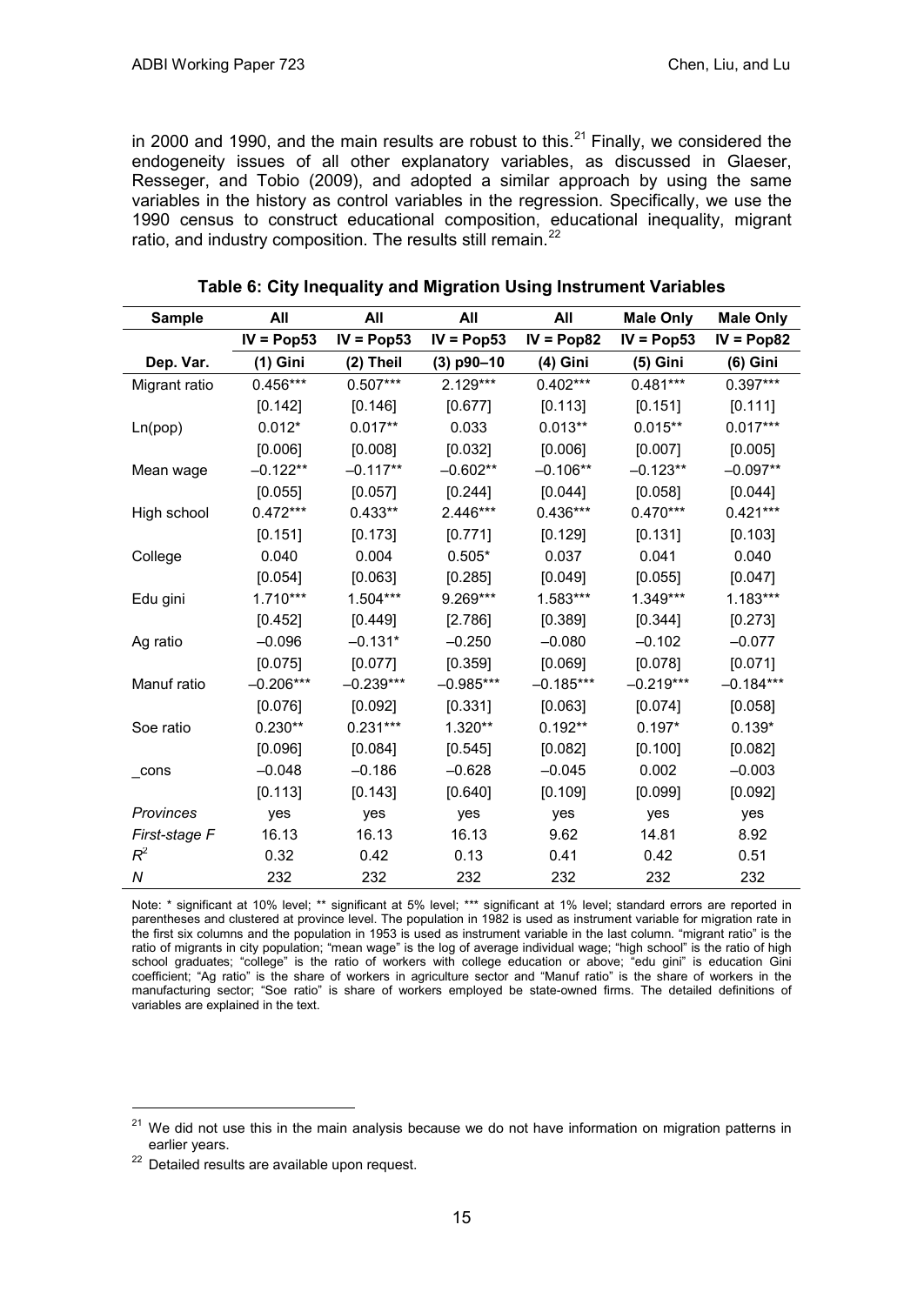in 2000 and 1990, and the main results are robust to this.[21] Finally, we considered the endogeneity issues of all other explanatory variables, as discussed in Glaeser, Resseger, and Tobio (2009), and adopted a similar approach by using the same variables in the history as control variables in the regression. Specifically, we use the 1990 census to construct educational composition, educational inequality, migrant ratio, and industry composition. The results still remain.[22]

**Table 6: City Inequality and Migration Using Instrument Variables**

| Sample | All | All | All | All | Male Only | Male Only |
|---|---|---|---|---|---|---|
| | IV = Pop53 | IV = Pop53 | IV = Pop53 | IV = Pop82 | IV = Pop53 | IV = Pop82 |
| Dep. Var. | (1) Gini | (2) Theil | (3) p90–10 | (4) Gini | (5) Gini | (6) Gini |
| Migrant ratio | 0.456*** | 0.507*** | 2.129*** | 0.402*** | 0.481*** | 0.397*** |
| | [0.142] | [0.146] | [0.677] | [0.113] | [0.151] | [0.111] |
| Ln(pop) | 0.012* | 0.017** | 0.033 | 0.013** | 0.015** | 0.017*** |
| | [0.006] | [0.008] | [0.032] | [0.006] | [0.007] | [0.005] |
| Mean wage | –0.122** | –0.117** | –0.602** | –0.106** | –0.123** | –0.097** |
| | [0.055] | [0.057] | [0.244] | [0.044] | [0.058] | [0.044] |
| High school | 0.472*** | 0.433** | 2.446*** | 0.436*** | 0.470*** | 0.421*** |
| | [0.151] | [0.173] | [0.771] | [0.129] | [0.131] | [0.103] |
| College | 0.040 | 0.004 | 0.505* | 0.037 | 0.041 | 0.040 |
| | [0.054] | [0.063] | [0.285] | [0.049] | [0.055] | [0.047] |
| Edu gini | 1.710*** | 1.504*** | 9.269*** | 1.583*** | 1.349*** | 1.183*** |
| | [0.452] | [0.449] | [2.786] | [0.389] | [0.344] | [0.273] |
| Ag ratio | –0.096 | –0.131* | –0.250 | –0.080 | –0.102 | –0.077 |
| | [0.075] | [0.077] | [0.359] | [0.069] | [0.078] | [0.071] |
| Manuf ratio | –0.206*** | –0.239*** | –0.985*** | –0.185*** | –0.219*** | –0.184*** |
| | [0.076] | [0.092] | [0.331] | [0.063] | [0.074] | [0.058] |
| Soe ratio | 0.230** | 0.231*** | 1.320** | 0.192** | 0.197* | 0.139* |
| | [0.096] | [0.084] | [0.545] | [0.082] | [0.100] | [0.082] |
| _cons | –0.048 | –0.186 | –0.628 | –0.045 | 0.002 | –0.003 |
| | [0.113] | [0.143] | [0.640] | [0.109] | [0.099] | [0.092] |
| *Provinces* | yes | yes | yes | yes | yes | yes |
| *First-stage F* | 16.13 | 16.13 | 16.13 | 9.62 | 14.81 | 8.92 |
| $R^2$ | 0.32 | 0.42 | 0.13 | 0.41 | 0.42 | 0.51 |
| *N* | 232 | 232 | 232 | 232 | 232 | 232 |

Note: * significant at 10% level; ** significant at 5% level; *** significant at 1% level; standard errors are reported in parentheses and clustered at province level. The population in 1982 is used as instrument variable for migration rate in the first six columns and the population in 1953 is used as instrument variable in the last column. "migrant ratio" is the ratio of migrants in city population; "mean wage" is the log of average individual wage; "high school" is the ratio of high school graduates; "college" is the ratio of workers with college education or above; "edu gini" is education Gini coefficient; "Ag ratio" is the share of workers in agriculture sector and "Manuf ratio" is the share of workers in the manufacturing sector; "Soe ratio" is share of workers employed be state-owned firms. The detailed definitions of variables are explained in the text.

[21] We did not use this in the main analysis because we do not have information on migration patterns in earlier years.

[22] Detailed results are available upon request.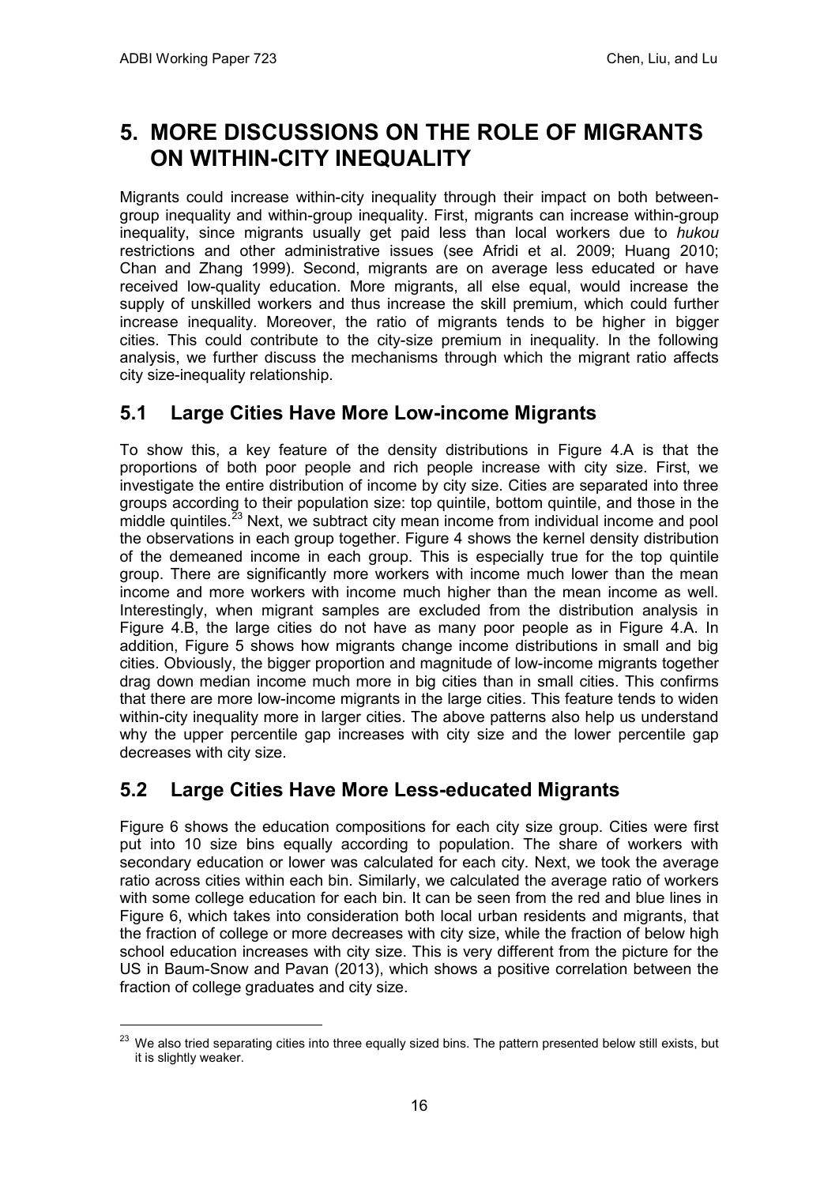# 5. MORE DISCUSSIONS ON THE ROLE OF MIGRANTS ON WITHIN-CITY INEQUALITY

Migrants could increase within-city inequality through their impact on both between-group inequality and within-group inequality. First, migrants can increase within-group inequality, since migrants usually get paid less than local workers due to *hukou* restrictions and other administrative issues (see Afridi et al. 2009; Huang 2010; Chan and Zhang 1999). Second, migrants are on average less educated or have received low-quality education. More migrants, all else equal, would increase the supply of unskilled workers and thus increase the skill premium, which could further increase inequality. Moreover, the ratio of migrants tends to be higher in bigger cities. This could contribute to the city-size premium in inequality. In the following analysis, we further discuss the mechanisms through which the migrant ratio affects city size-inequality relationship.

## 5.1 Large Cities Have More Low-income Migrants

To show this, a key feature of the density distributions in Figure 4.A is that the proportions of both poor people and rich people increase with city size. First, we investigate the entire distribution of income by city size. Cities are separated into three groups according to their population size: top quintile, bottom quintile, and those in the middle quintiles.[23] Next, we subtract city mean income from individual income and pool the observations in each group together. Figure 4 shows the kernel density distribution of the demeaned income in each group. This is especially true for the top quintile group. There are significantly more workers with income much lower than the mean income and more workers with income much higher than the mean income as well. Interestingly, when migrant samples are excluded from the distribution analysis in Figure 4.B, the large cities do not have as many poor people as in Figure 4.A. In addition, Figure 5 shows how migrants change income distributions in small and big cities. Obviously, the bigger proportion and magnitude of low-income migrants together drag down median income much more in big cities than in small cities. This confirms that there are more low-income migrants in the large cities. This feature tends to widen within-city inequality more in larger cities. The above patterns also help us understand why the upper percentile gap increases with city size and the lower percentile gap decreases with city size.

## 5.2 Large Cities Have More Less-educated Migrants

Figure 6 shows the education compositions for each city size group. Cities were first put into 10 size bins equally according to population. The share of workers with secondary education or lower was calculated for each city. Next, we took the average ratio across cities within each bin. Similarly, we calculated the average ratio of workers with some college education for each bin. It can be seen from the red and blue lines in Figure 6, which takes into consideration both local urban residents and migrants, that the fraction of college or more decreases with city size, while the fraction of below high school education increases with city size. This is very different from the picture for the US in Baum-Snow and Pavan (2013), which shows a positive correlation between the fraction of college graduates and city size.

[23] We also tried separating cities into three equally sized bins. The pattern presented below still exists, but it is slightly weaker.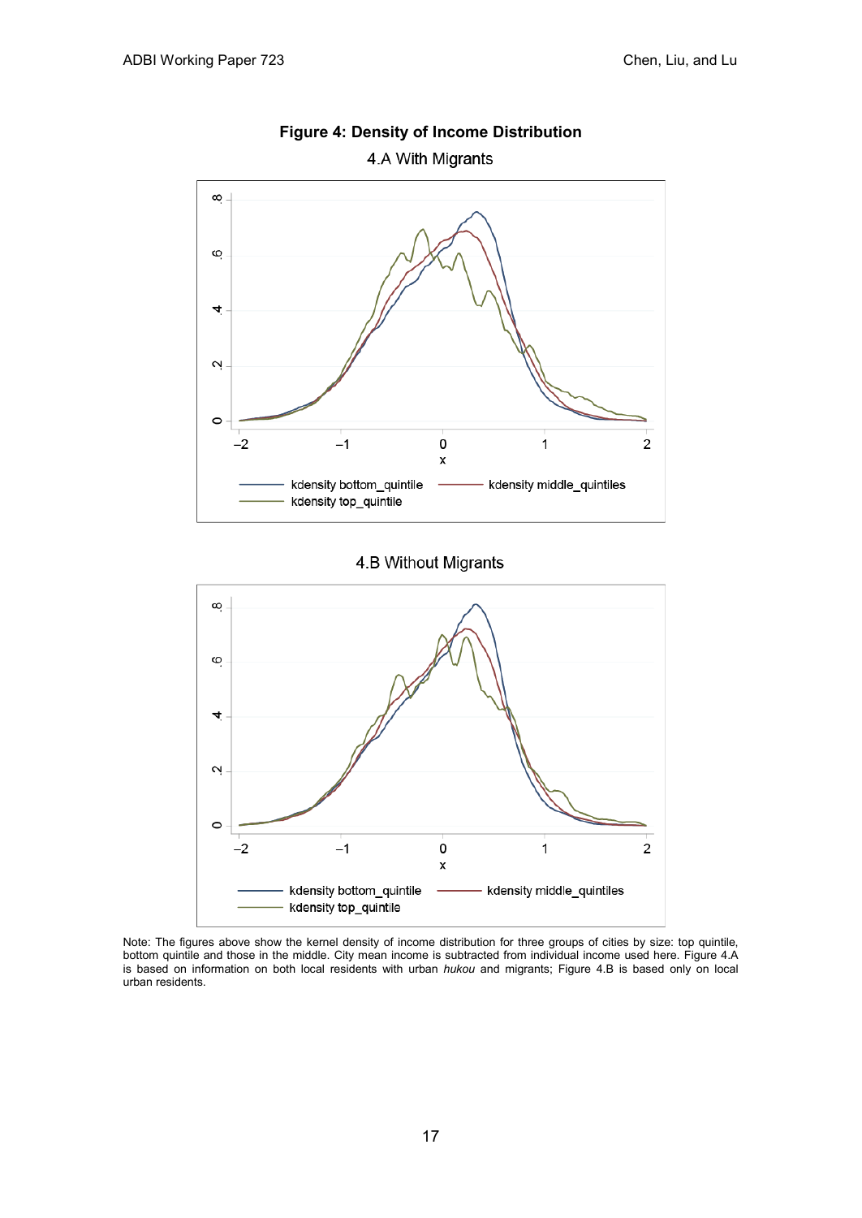**Figure 4: Density of Income Distribution**

4.A With Migrants

4.B Without Migrants

Note: The figures above show the kernel density of income distribution for three groups of cities by size: top quintile, bottom quintile and those in the middle. City mean income is subtracted from individual income used here. Figure 4.A is based on information on both local residents with urban *hukou* and migrants; Figure 4.B is based only on local urban residents.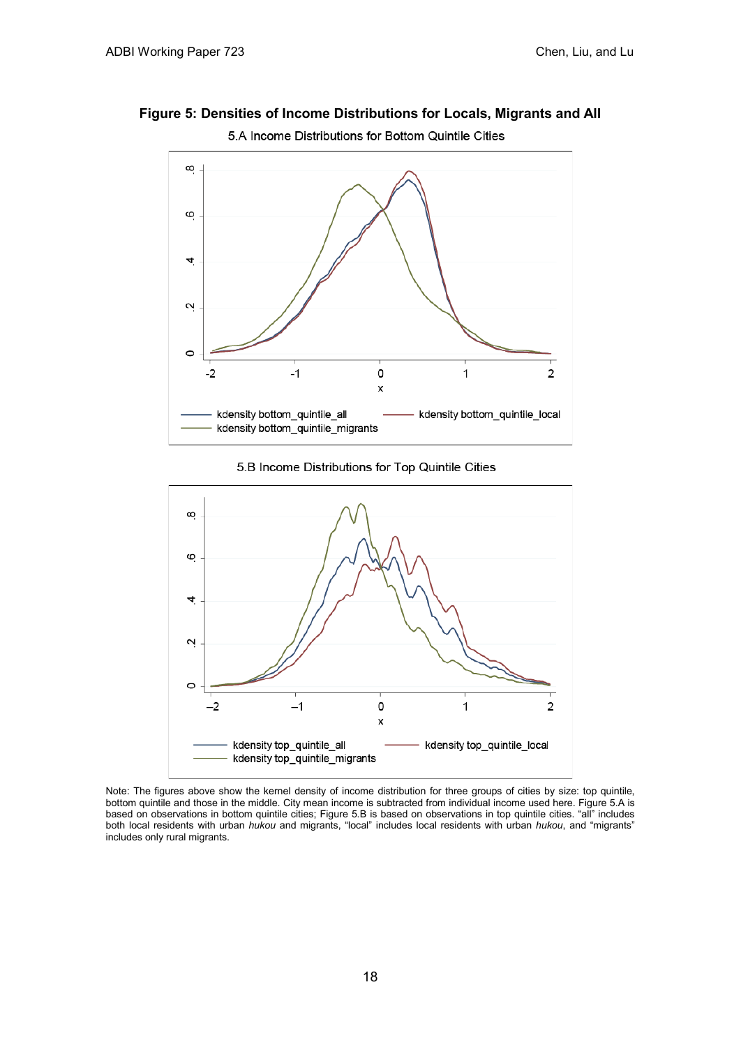**Figure 5: Densities of Income Distributions for Locals, Migrants and All**

5.A Income Distributions for Bottom Quintile Cities

5.B Income Distributions for Top Quintile Cities

Note: The figures above show the kernel density of income distribution for three groups of cities by size: top quintile, bottom quintile and those in the middle. City mean income is subtracted from individual income used here. Figure 5.A is based on observations in bottom quintile cities; Figure 5.B is based on observations in top quintile cities. "all" includes both local residents with urban *hukou* and migrants, "local" includes local residents with urban *hukou*, and "migrants" includes only rural migrants.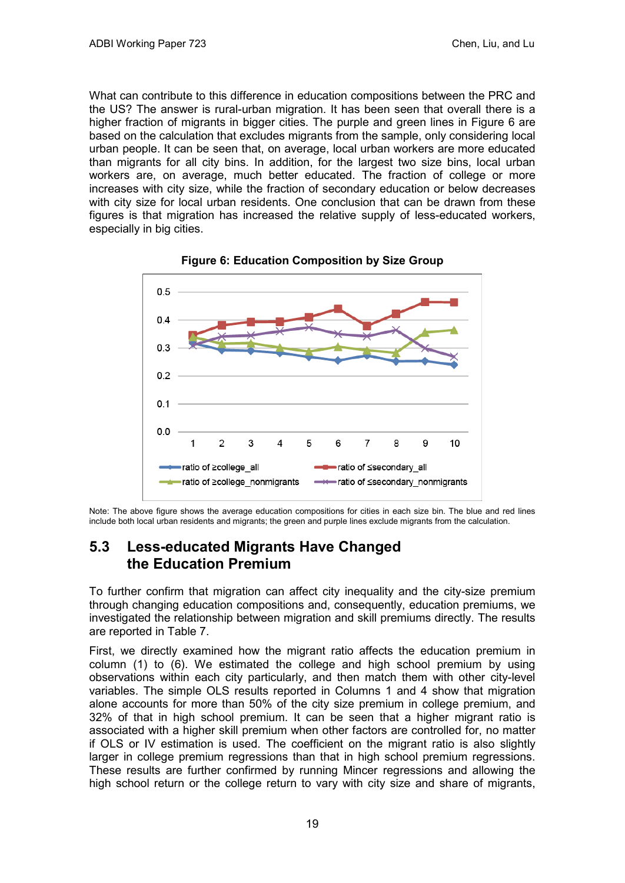What can contribute to this difference in education compositions between the PRC and the US? The answer is rural-urban migration. It has been seen that overall there is a higher fraction of migrants in bigger cities. The purple and green lines in Figure 6 are based on the calculation that excludes migrants from the sample, only considering local urban people. It can be seen that, on average, local urban workers are more educated than migrants for all city bins. In addition, for the largest two size bins, local urban workers are, on average, much better educated. The fraction of college or more increases with city size, while the fraction of secondary education or below decreases with city size for local urban residents. One conclusion that can be drawn from these figures is that migration has increased the relative supply of less-educated workers, especially in big cities.

**Figure 6: Education Composition by Size Group**

Note: The above figure shows the average education compositions for cities in each size bin. The blue and red lines include both local urban residents and migrants; the green and purple lines exclude migrants from the calculation.

## 5.3 Less-educated Migrants Have Changed the Education Premium

To further confirm that migration can affect city inequality and the city-size premium through changing education compositions and, consequently, education premiums, we investigated the relationship between migration and skill premiums directly. The results are reported in Table 7.

First, we directly examined how the migrant ratio affects the education premium in column (1) to (6). We estimated the college and high school premium by using observations within each city particularly, and then match them with other city-level variables. The simple OLS results reported in Columns 1 and 4 show that migration alone accounts for more than 50% of the city size premium in college premium, and 32% of that in high school premium. It can be seen that a higher migrant ratio is associated with a higher skill premium when other factors are controlled for, no matter if OLS or IV estimation is used. The coefficient on the migrant ratio is also slightly larger in college premium regressions than that in high school premium regressions. These results are further confirmed by running Mincer regressions and allowing the high school return or the college return to vary with city size and share of migrants,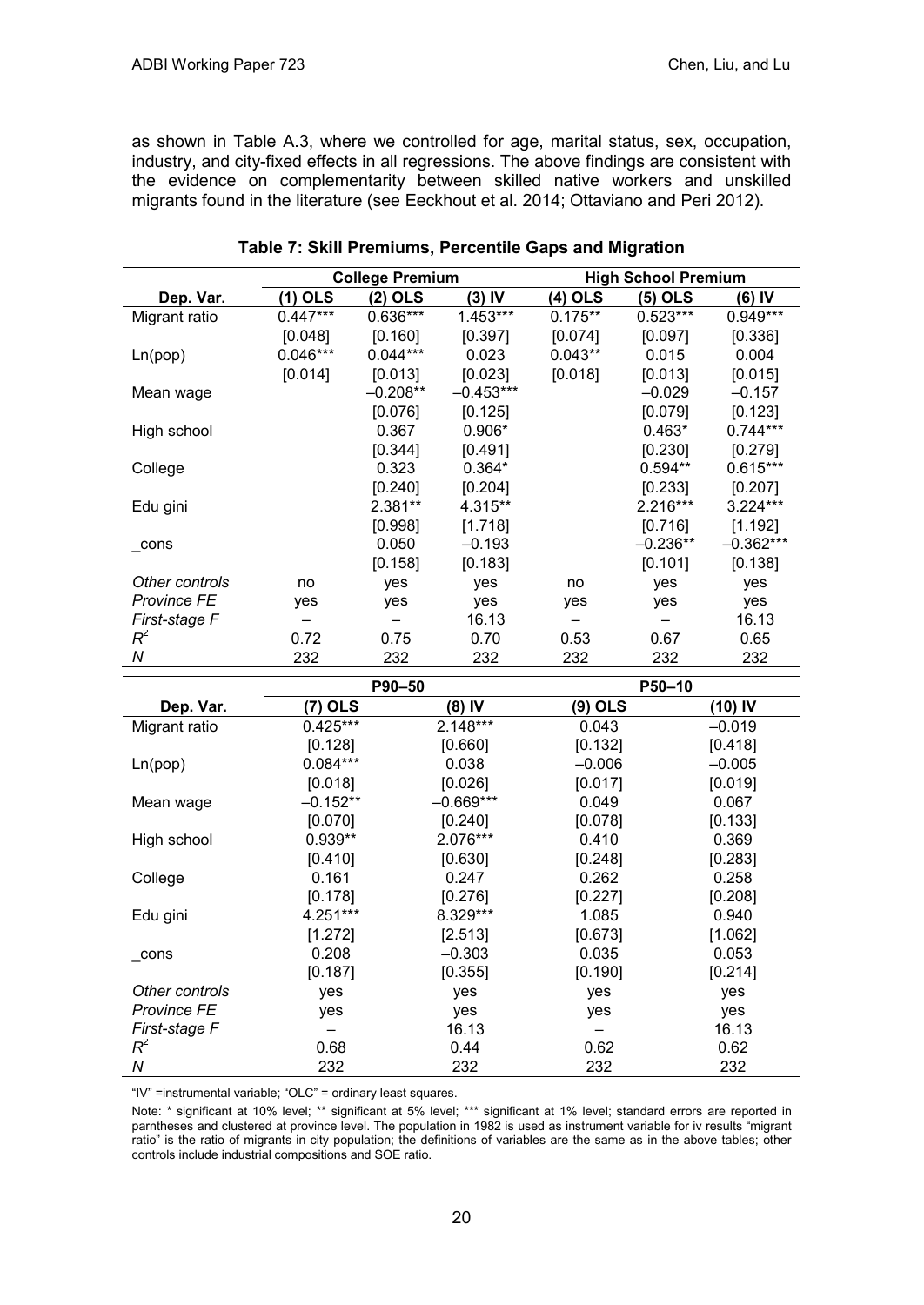as shown in Table A.3, where we controlled for age, marital status, sex, occupation, industry, and city-fixed effects in all regressions. The above findings are consistent with the evidence on complementarity between skilled native workers and unskilled migrants found in the literature (see Eeckhout et al. 2014; Ottaviano and Peri 2012).

**Table 7: Skill Premiums, Percentile Gaps and Migration**

| | College Premium | | | High School Premium | | |
|---|---|---|---|---|---|---|
| **Dep. Var.** | **(1) OLS** | **(2) OLS** | **(3) IV** | **(4) OLS** | **(5) OLS** | **(6) IV** |
| Migrant ratio | 0.447*** | 0.636*** | 1.453*** | 0.175** | 0.523*** | 0.949*** |
| | [0.048] | [0.160] | [0.397] | [0.074] | [0.097] | [0.336] |
| Ln(pop) | 0.046*** | 0.044*** | 0.023 | 0.043** | 0.015 | 0.004 |
| | [0.014] | [0.013] | [0.023] | [0.018] | [0.013] | [0.015] |
| Mean wage | | –0.208** | –0.453*** | | –0.029 | –0.157 |
| | | [0.076] | [0.125] | | [0.079] | [0.123] |
| High school | | 0.367 | 0.906* | | 0.463* | 0.744*** |
| | | [0.344] | [0.491] | | [0.230] | [0.279] |
| College | | 0.323 | 0.364* | | 0.594** | 0.615*** |
| | | [0.240] | [0.204] | | [0.233] | [0.207] |
| Edu gini | | 2.381** | 4.315** | | 2.216*** | 3.224*** |
| | | [0.998] | [1.718] | | [0.716] | [1.192] |
| _cons | | 0.050 | –0.193 | | –0.236** | –0.362*** |
| | | [0.158] | [0.183] | | [0.101] | [0.138] |
| *Other controls* | no | yes | yes | no | yes | yes |
| *Province FE* | yes | yes | yes | yes | yes | yes |
| *First-stage F* | – | – | 16.13 | – | – | 16.13 |
| $R^2$ | 0.72 | 0.75 | 0.70 | 0.53 | 0.67 | 0.65 |
| *N* | 232 | 232 | 232 | 232 | 232 | 232 |

| | P90–50 | | P50–10 | |
|---|---|---|---|---|
| **Dep. Var.** | **(7) OLS** | **(8) IV** | **(9) OLS** | **(10) IV** |
| Migrant ratio | 0.425*** | 2.148*** | 0.043 | –0.019 |
| | [0.128] | [0.660] | [0.132] | [0.418] |
| Ln(pop) | 0.084*** | 0.038 | –0.006 | –0.005 |
| | [0.018] | [0.026] | [0.017] | [0.019] |
| Mean wage | –0.152** | –0.669*** | 0.049 | 0.067 |
| | [0.070] | [0.240] | [0.078] | [0.133] |
| High school | 0.939** | 2.076*** | 0.410 | 0.369 |
| | [0.410] | [0.630] | [0.248] | [0.283] |
| College | 0.161 | 0.247 | 0.262 | 0.258 |
| | [0.178] | [0.276] | [0.227] | [0.208] |
| Edu gini | 4.251*** | 8.329*** | 1.085 | 0.940 |
| | [1.272] | [2.513] | [0.673] | [1.062] |
| _cons | 0.208 | –0.303 | 0.035 | 0.053 |
| | [0.187] | [0.355] | [0.190] | [0.214] |
| *Other controls* | yes | yes | yes | yes |
| *Province FE* | yes | yes | yes | yes |
| *First-stage F* | – | 16.13 | – | 16.13 |
| $R^2$ | 0.68 | 0.44 | 0.62 | 0.62 |
| *N* | 232 | 232 | 232 | 232 |

"IV" =instrumental variable; "OLC" = ordinary least squares.

Note: * significant at 10% level; ** significant at 5% level; *** significant at 1% level; standard errors are reported in parntheses and clustered at province level. The population in 1982 is used as instrument variable for iv results "migrant ratio" is the ratio of migrants in city population; the definitions of variables are the same as in the above tables; other controls include industrial compositions and SOE ratio.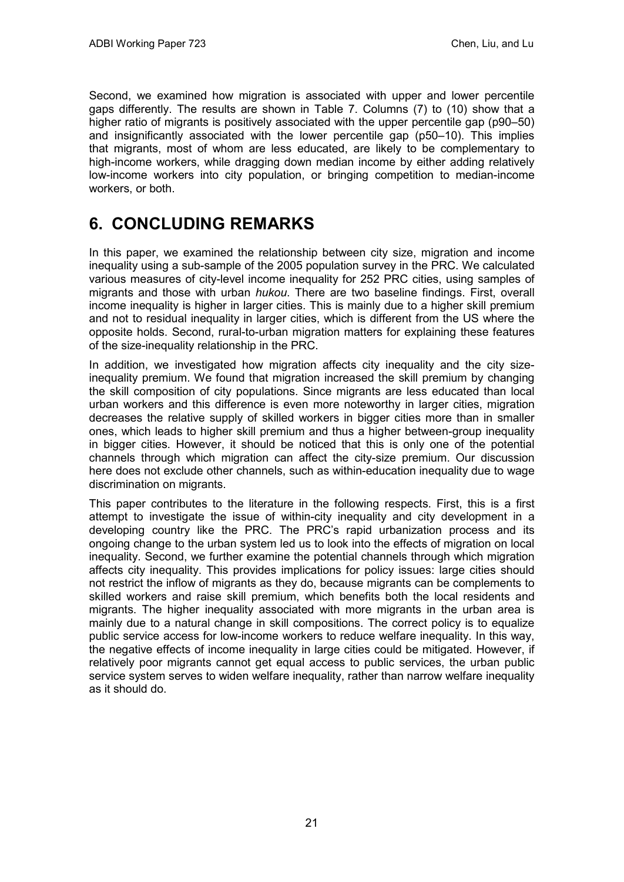Second, we examined how migration is associated with upper and lower percentile gaps differently. The results are shown in Table 7. Columns (7) to (10) show that a higher ratio of migrants is positively associated with the upper percentile gap (p90–50) and insignificantly associated with the lower percentile gap (p50–10). This implies that migrants, most of whom are less educated, are likely to be complementary to high-income workers, while dragging down median income by either adding relatively low-income workers into city population, or bringing competition to median-income workers, or both.

# 6. CONCLUDING REMARKS

In this paper, we examined the relationship between city size, migration and income inequality using a sub-sample of the 2005 population survey in the PRC. We calculated various measures of city-level income inequality for 252 PRC cities, using samples of migrants and those with urban *hukou*. There are two baseline findings. First, overall income inequality is higher in larger cities. This is mainly due to a higher skill premium and not to residual inequality in larger cities, which is different from the US where the opposite holds. Second, rural-to-urban migration matters for explaining these features of the size-inequality relationship in the PRC.

In addition, we investigated how migration affects city inequality and the city size-inequality premium. We found that migration increased the skill premium by changing the skill composition of city populations. Since migrants are less educated than local urban workers and this difference is even more noteworthy in larger cities, migration decreases the relative supply of skilled workers in bigger cities more than in smaller ones, which leads to higher skill premium and thus a higher between-group inequality in bigger cities. However, it should be noticed that this is only one of the potential channels through which migration can affect the city-size premium. Our discussion here does not exclude other channels, such as within-education inequality due to wage discrimination on migrants.

This paper contributes to the literature in the following respects. First, this is a first attempt to investigate the issue of within-city inequality and city development in a developing country like the PRC. The PRC's rapid urbanization process and its ongoing change to the urban system led us to look into the effects of migration on local inequality. Second, we further examine the potential channels through which migration affects city inequality. This provides implications for policy issues: large cities should not restrict the inflow of migrants as they do, because migrants can be complements to skilled workers and raise skill premium, which benefits both the local residents and migrants. The higher inequality associated with more migrants in the urban area is mainly due to a natural change in skill compositions. The correct policy is to equalize public service access for low-income workers to reduce welfare inequality. In this way, the negative effects of income inequality in large cities could be mitigated. However, if relatively poor migrants cannot get equal access to public services, the urban public service system serves to widen welfare inequality, rather than narrow welfare inequality as it should do.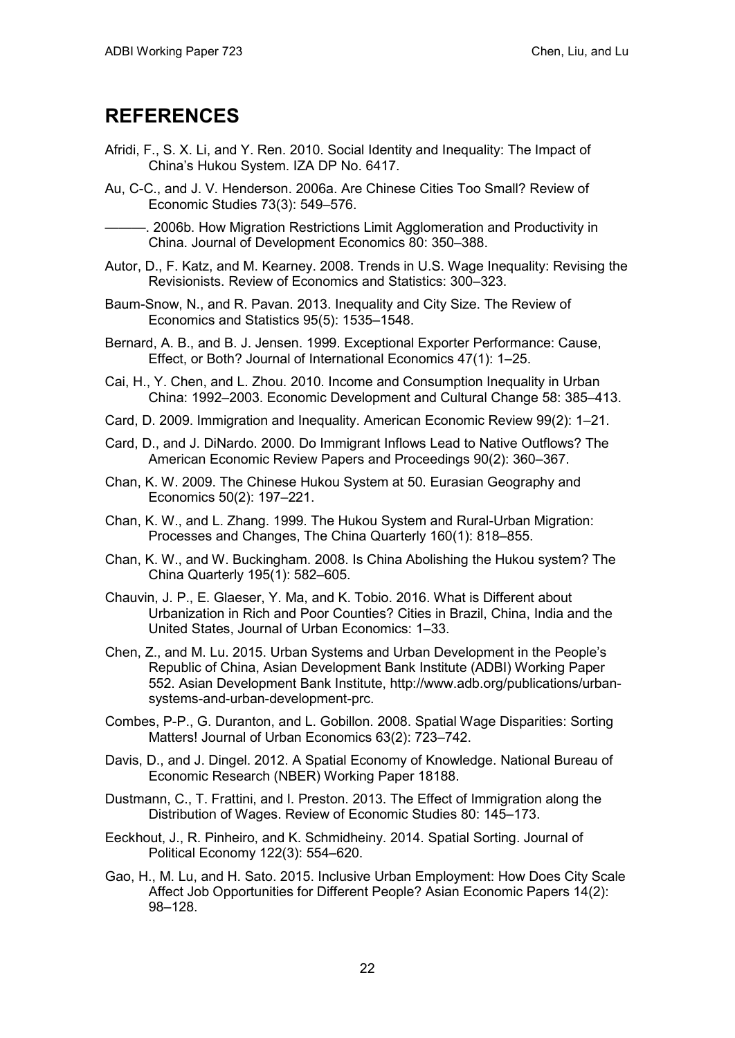## REFERENCES

Afridi, F., S. X. Li, and Y. Ren. 2010. Social Identity and Inequality: The Impact of China's Hukou System. IZA DP No. 6417.

Au, C-C., and J. V. Henderson. 2006a. Are Chinese Cities Too Small? Review of Economic Studies 73(3): 549–576.

———. 2006b. How Migration Restrictions Limit Agglomeration and Productivity in China. Journal of Development Economics 80: 350–388.

Autor, D., F. Katz, and M. Kearney. 2008. Trends in U.S. Wage Inequality: Revising the Revisionists. Review of Economics and Statistics: 300–323.

Baum-Snow, N., and R. Pavan. 2013. Inequality and City Size. The Review of Economics and Statistics 95(5): 1535–1548.

Bernard, A. B., and B. J. Jensen. 1999. Exceptional Exporter Performance: Cause, Effect, or Both? Journal of International Economics 47(1): 1–25.

Cai, H., Y. Chen, and L. Zhou. 2010. Income and Consumption Inequality in Urban China: 1992–2003. Economic Development and Cultural Change 58: 385–413.

Card, D. 2009. Immigration and Inequality. American Economic Review 99(2): 1–21.

Card, D., and J. DiNardo. 2000. Do Immigrant Inflows Lead to Native Outflows? The American Economic Review Papers and Proceedings 90(2): 360–367.

Chan, K. W. 2009. The Chinese Hukou System at 50. Eurasian Geography and Economics 50(2): 197–221.

Chan, K. W., and L. Zhang. 1999. The Hukou System and Rural-Urban Migration: Processes and Changes, The China Quarterly 160(1): 818–855.

Chan, K. W., and W. Buckingham. 2008. Is China Abolishing the Hukou system? The China Quarterly 195(1): 582–605.

Chauvin, J. P., E. Glaeser, Y. Ma, and K. Tobio. 2016. What is Different about Urbanization in Rich and Poor Counties? Cities in Brazil, China, India and the United States, Journal of Urban Economics: 1–33.

Chen, Z., and M. Lu. 2015. Urban Systems and Urban Development in the People's Republic of China, Asian Development Bank Institute (ADBI) Working Paper 552. Asian Development Bank Institute, http://www.adb.org/publications/urban-systems-and-urban-development-prc.

Combes, P-P., G. Duranton, and L. Gobillon. 2008. Spatial Wage Disparities: Sorting Matters! Journal of Urban Economics 63(2): 723–742.

Davis, D., and J. Dingel. 2012. A Spatial Economy of Knowledge. National Bureau of Economic Research (NBER) Working Paper 18188.

Dustmann, C., T. Frattini, and I. Preston. 2013. The Effect of Immigration along the Distribution of Wages. Review of Economic Studies 80: 145–173.

Eeckhout, J., R. Pinheiro, and K. Schmidheiny. 2014. Spatial Sorting. Journal of Political Economy 122(3): 554–620.

Gao, H., M. Lu, and H. Sato. 2015. Inclusive Urban Employment: How Does City Scale Affect Job Opportunities for Different People? Asian Economic Papers 14(2): 98–128.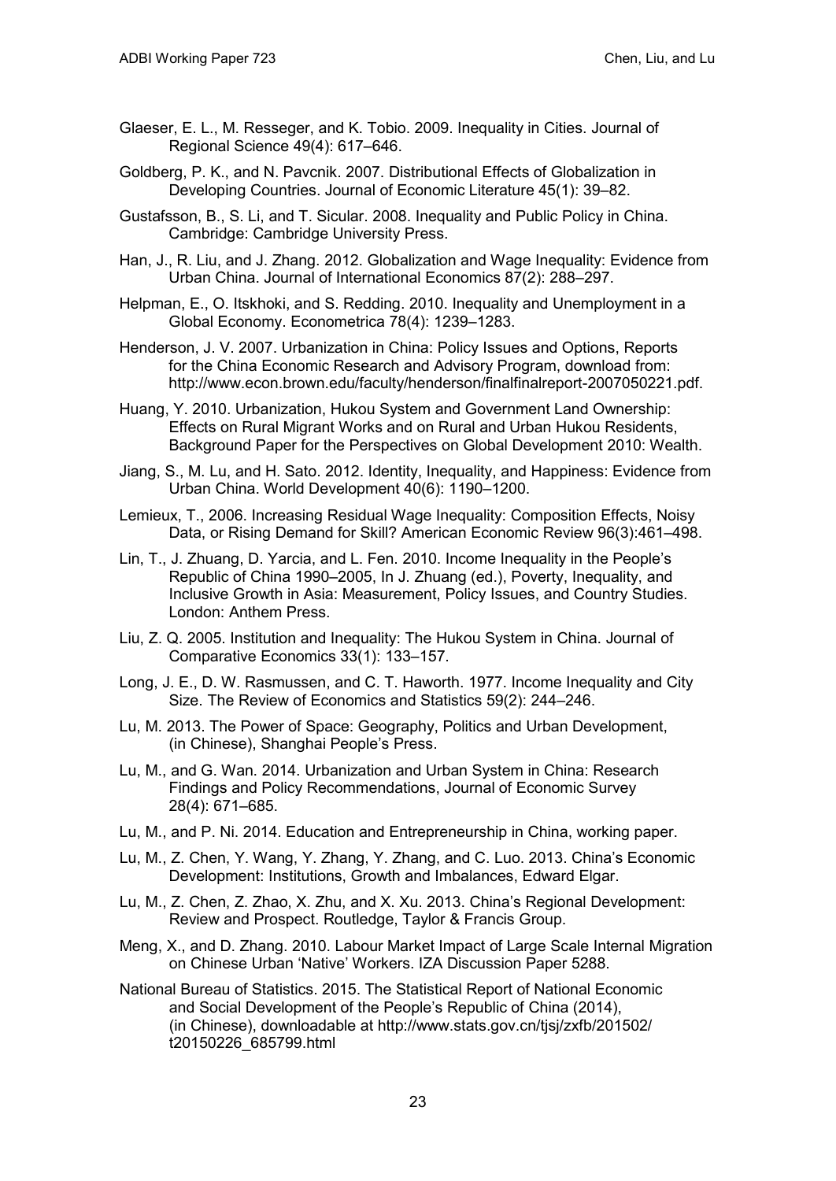Glaeser, E. L., M. Resseger, and K. Tobio. 2009. Inequality in Cities. Journal of Regional Science 49(4): 617–646.

Goldberg, P. K., and N. Pavcnik. 2007. Distributional Effects of Globalization in Developing Countries. Journal of Economic Literature 45(1): 39–82.

Gustafsson, B., S. Li, and T. Sicular. 2008. Inequality and Public Policy in China. Cambridge: Cambridge University Press.

Han, J., R. Liu, and J. Zhang. 2012. Globalization and Wage Inequality: Evidence from Urban China. Journal of International Economics 87(2): 288–297.

Helpman, E., O. Itskhoki, and S. Redding. 2010. Inequality and Unemployment in a Global Economy. Econometrica 78(4): 1239–1283.

Henderson, J. V. 2007. Urbanization in China: Policy Issues and Options, Reports for the China Economic Research and Advisory Program, download from: http://www.econ.brown.edu/faculty/henderson/finalfinalreport-2007050221.pdf.

Huang, Y. 2010. Urbanization, Hukou System and Government Land Ownership: Effects on Rural Migrant Works and on Rural and Urban Hukou Residents, Background Paper for the Perspectives on Global Development 2010: Wealth.

Jiang, S., M. Lu, and H. Sato. 2012. Identity, Inequality, and Happiness: Evidence from Urban China. World Development 40(6): 1190–1200.

Lemieux, T., 2006. Increasing Residual Wage Inequality: Composition Effects, Noisy Data, or Rising Demand for Skill? American Economic Review 96(3):461–498.

Lin, T., J. Zhuang, D. Yarcia, and L. Fen. 2010. Income Inequality in the People's Republic of China 1990–2005, In J. Zhuang (ed.), Poverty, Inequality, and Inclusive Growth in Asia: Measurement, Policy Issues, and Country Studies. London: Anthem Press.

Liu, Z. Q. 2005. Institution and Inequality: The Hukou System in China. Journal of Comparative Economics 33(1): 133–157.

Long, J. E., D. W. Rasmussen, and C. T. Haworth. 1977. Income Inequality and City Size. The Review of Economics and Statistics 59(2): 244–246.

Lu, M. 2013. The Power of Space: Geography, Politics and Urban Development, (in Chinese), Shanghai People's Press.

Lu, M., and G. Wan. 2014. Urbanization and Urban System in China: Research Findings and Policy Recommendations, Journal of Economic Survey 28(4): 671–685.

Lu, M., and P. Ni. 2014. Education and Entrepreneurship in China, working paper.

Lu, M., Z. Chen, Y. Wang, Y. Zhang, Y. Zhang, and C. Luo. 2013. China's Economic Development: Institutions, Growth and Imbalances, Edward Elgar.

Lu, M., Z. Chen, Z. Zhao, X. Zhu, and X. Xu. 2013. China's Regional Development: Review and Prospect. Routledge, Taylor & Francis Group.

Meng, X., and D. Zhang. 2010. Labour Market Impact of Large Scale Internal Migration on Chinese Urban 'Native' Workers. IZA Discussion Paper 5288.

National Bureau of Statistics. 2015. The Statistical Report of National Economic and Social Development of the People's Republic of China (2014), (in Chinese), downloadable at http://www.stats.gov.cn/tjsj/zxfb/201502/t20150226_685799.html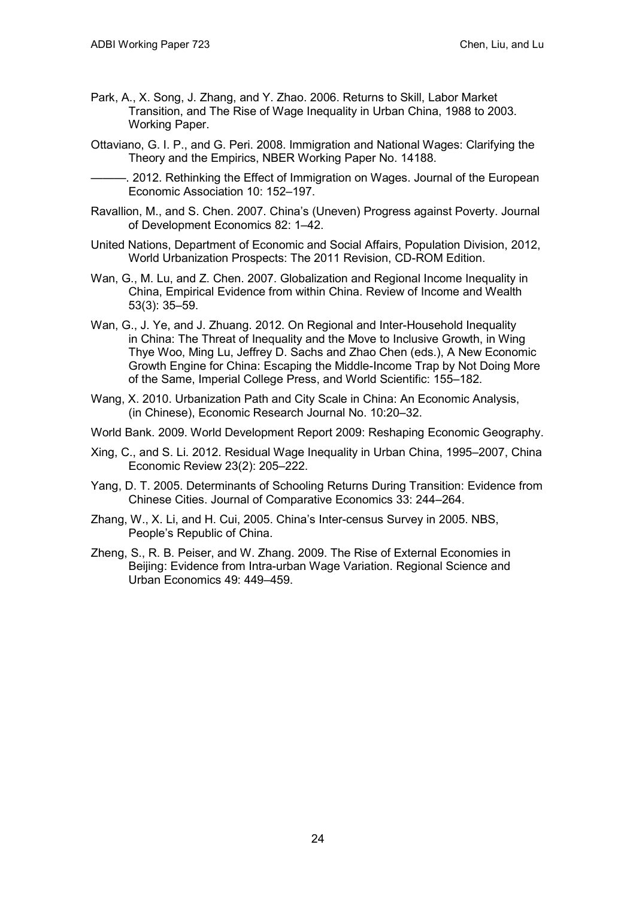Park, A., X. Song, J. Zhang, and Y. Zhao. 2006. Returns to Skill, Labor Market Transition, and The Rise of Wage Inequality in Urban China, 1988 to 2003. Working Paper.

Ottaviano, G. I. P., and G. Peri. 2008. Immigration and National Wages: Clarifying the Theory and the Empirics, NBER Working Paper No. 14188.

———. 2012. Rethinking the Effect of Immigration on Wages. Journal of the European Economic Association 10: 152–197.

Ravallion, M., and S. Chen. 2007. China's (Uneven) Progress against Poverty. Journal of Development Economics 82: 1–42.

United Nations, Department of Economic and Social Affairs, Population Division, 2012, World Urbanization Prospects: The 2011 Revision, CD-ROM Edition.

Wan, G., M. Lu, and Z. Chen. 2007. Globalization and Regional Income Inequality in China, Empirical Evidence from within China. Review of Income and Wealth 53(3): 35–59.

Wan, G., J. Ye, and J. Zhuang. 2012. On Regional and Inter-Household Inequality in China: The Threat of Inequality and the Move to Inclusive Growth, in Wing Thye Woo, Ming Lu, Jeffrey D. Sachs and Zhao Chen (eds.), A New Economic Growth Engine for China: Escaping the Middle-Income Trap by Not Doing More of the Same, Imperial College Press, and World Scientific: 155–182.

Wang, X. 2010. Urbanization Path and City Scale in China: An Economic Analysis, (in Chinese), Economic Research Journal No. 10:20–32.

World Bank. 2009. World Development Report 2009: Reshaping Economic Geography.

Xing, C., and S. Li. 2012. Residual Wage Inequality in Urban China, 1995–2007, China Economic Review 23(2): 205–222.

Yang, D. T. 2005. Determinants of Schooling Returns During Transition: Evidence from Chinese Cities. Journal of Comparative Economics 33: 244–264.

Zhang, W., X. Li, and H. Cui, 2005. China's Inter-census Survey in 2005. NBS, People's Republic of China.

Zheng, S., R. B. Peiser, and W. Zhang. 2009. The Rise of External Economies in Beijing: Evidence from Intra-urban Wage Variation. Regional Science and Urban Economics 49: 449–459.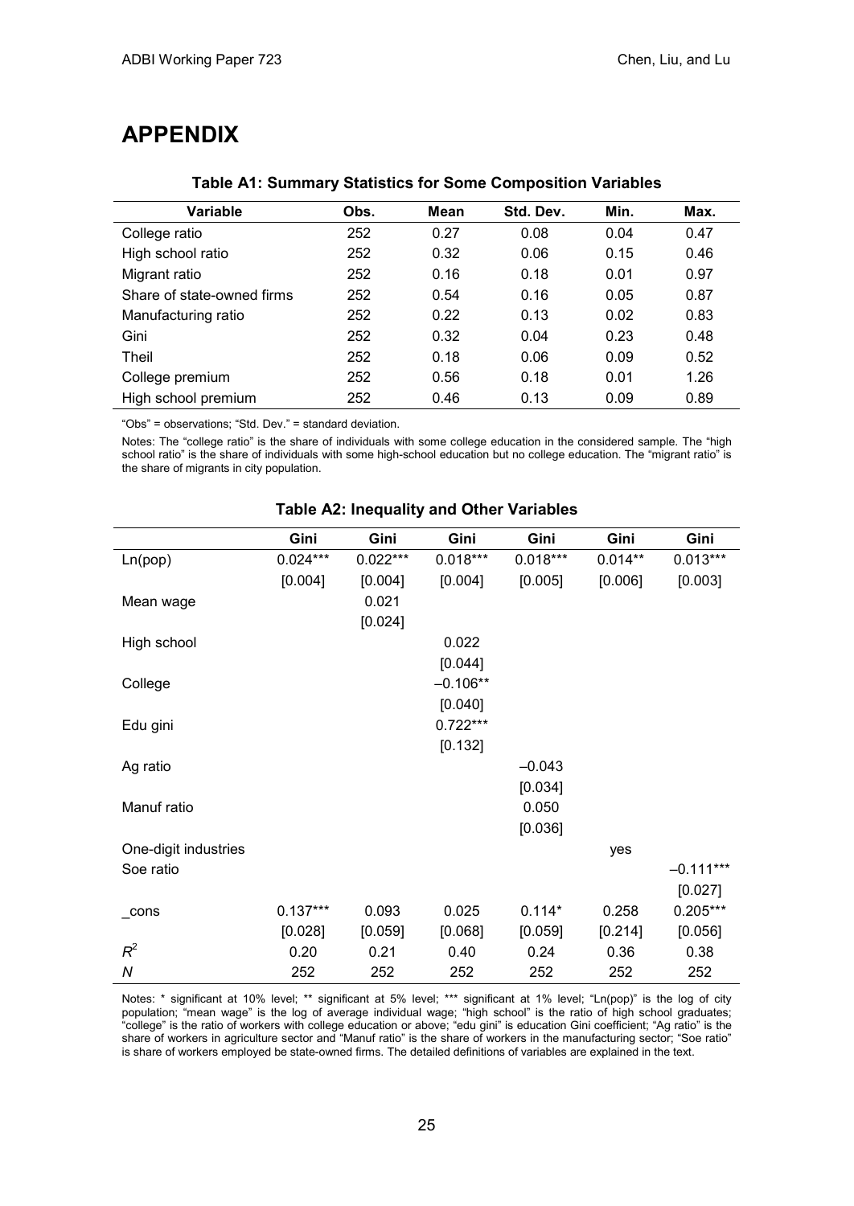# APPENDIX

**Table A1: Summary Statistics for Some Composition Variables**

| Variable | Obs. | Mean | Std. Dev. | Min. | Max. |
|---|---|---|---|---|---|
| College ratio | 252 | 0.27 | 0.08 | 0.04 | 0.47 |
| High school ratio | 252 | 0.32 | 0.06 | 0.15 | 0.46 |
| Migrant ratio | 252 | 0.16 | 0.18 | 0.01 | 0.97 |
| Share of state-owned firms | 252 | 0.54 | 0.16 | 0.05 | 0.87 |
| Manufacturing ratio | 252 | 0.22 | 0.13 | 0.02 | 0.83 |
| Gini | 252 | 0.32 | 0.04 | 0.23 | 0.48 |
| Theil | 252 | 0.18 | 0.06 | 0.09 | 0.52 |
| College premium | 252 | 0.56 | 0.18 | 0.01 | 1.26 |
| High school premium | 252 | 0.46 | 0.13 | 0.09 | 0.89 |

"Obs" = observations; "Std. Dev." = standard deviation.

Notes: The "college ratio" is the share of individuals with some college education in the considered sample. The "high school ratio" is the share of individuals with some high-school education but no college education. The "migrant ratio" is the share of migrants in city population.

**Table A2: Inequality and Other Variables**

| | Gini | Gini | Gini | Gini | Gini | Gini |
|---|---|---|---|---|---|---|
| Ln(pop) | 0.024*** | 0.022*** | 0.018*** | 0.018*** | 0.014** | 0.013*** |
| | [0.004] | [0.004] | [0.004] | [0.005] | [0.006] | [0.003] |
| Mean wage | | 0.021 | | | | |
| | | [0.024] | | | | |
| High school | | | 0.022 | | | |
| | | | [0.044] | | | |
| College | | | –0.106** | | | |
| | | | [0.040] | | | |
| Edu gini | | | 0.722*** | | | |
| | | | [0.132] | | | |
| Ag ratio | | | | –0.043 | | |
| | | | | [0.034] | | |
| Manuf ratio | | | | 0.050 | | |
| | | | | [0.036] | | |
| One-digit industries | | | | | yes | |
| Soe ratio | | | | | | –0.111*** |
| | | | | | | [0.027] |
| _cons | 0.137*** | 0.093 | 0.025 | 0.114* | 0.258 | 0.205*** |
| | [0.028] | [0.059] | [0.068] | [0.059] | [0.214] | [0.056] |
| $R^2$ | 0.20 | 0.21 | 0.40 | 0.24 | 0.36 | 0.38 |
| $N$ | 252 | 252 | 252 | 252 | 252 | 252 |

Notes: * significant at 10% level; ** significant at 5% level; *** significant at 1% level; "Ln(pop)" is the log of city population; "mean wage" is the log of average individual wage; "high school" is the ratio of high school graduates; "college" is the ratio of workers with college education or above; "edu gini" is education Gini coefficient; "Ag ratio" is the share of workers in agriculture sector and "Manuf ratio" is the share of workers in the manufacturing sector; "Soe ratio" is share of workers employed be state-owned firms. The detailed definitions of variables are explained in the text.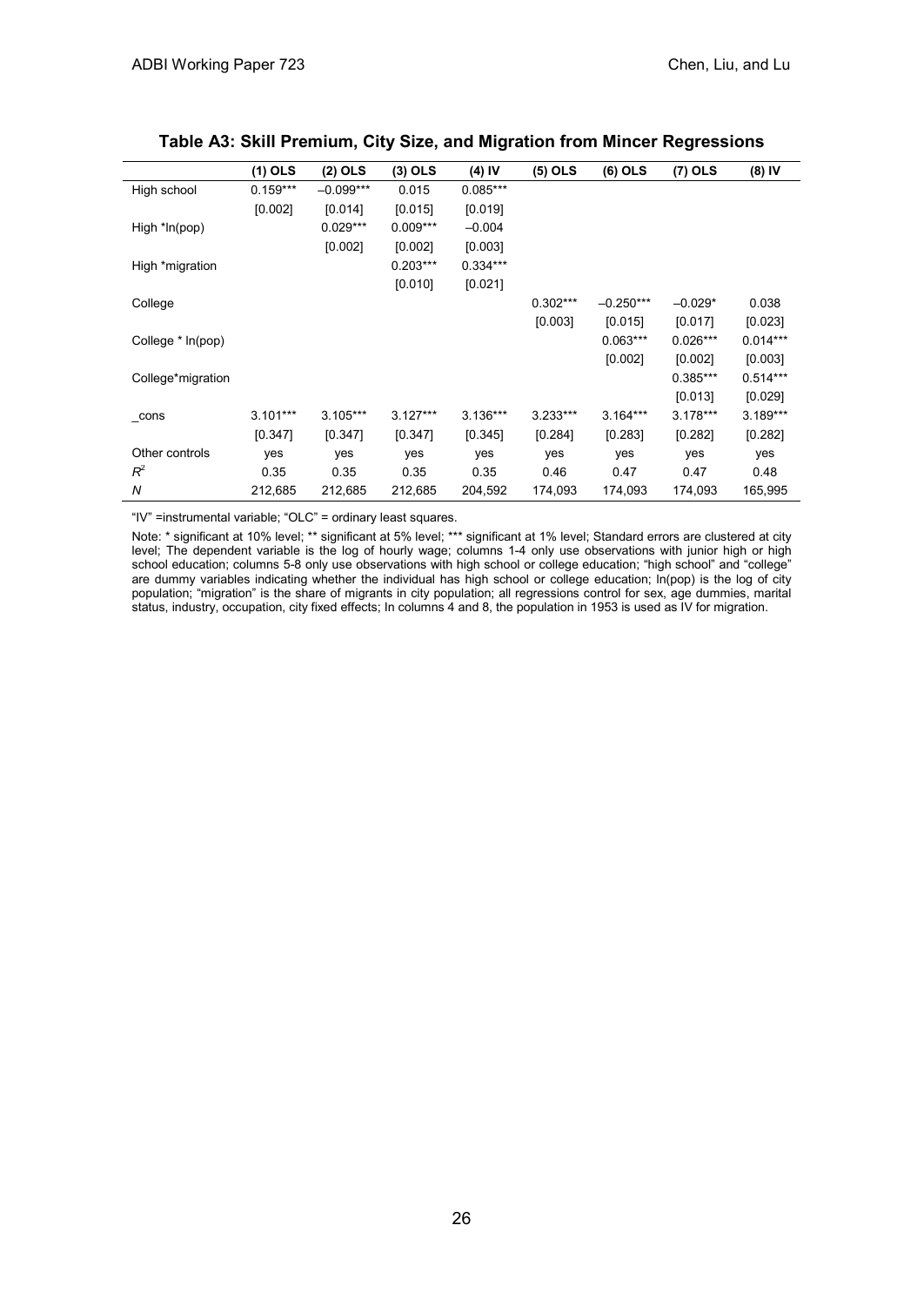### Table A3: Skill Premium, City Size, and Migration from Mincer Regressions

| | (1) OLS | (2) OLS | (3) OLS | (4) IV | (5) OLS | (6) OLS | (7) OLS | (8) IV |
|---|---|---|---|---|---|---|---|---|
| High school | 0.159*** | −0.099*** | 0.015 | 0.085*** | | | | |
| | [0.002] | [0.014] | [0.015] | [0.019] | | | | |
| High *ln(pop) | | 0.029*** | 0.009*** | −0.004 | | | | |
| | | [0.002] | [0.002] | [0.003] | | | | |
| High *migration | | | 0.203*** | 0.334*** | | | | |
| | | | [0.010] | [0.021] | | | | |
| College | | | | | 0.302*** | −0.250*** | −0.029* | 0.038 |
| | | | | | [0.003] | [0.015] | [0.017] | [0.023] |
| College * ln(pop) | | | | | | 0.063*** | 0.026*** | 0.014*** |
| | | | | | | [0.002] | [0.002] | [0.003] |
| College*migration | | | | | | | 0.385*** | 0.514*** |
| | | | | | | | [0.013] | [0.029] |
| _cons | 3.101*** | 3.105*** | 3.127*** | 3.136*** | 3.233*** | 3.164*** | 3.178*** | 3.189*** |
| | [0.347] | [0.347] | [0.347] | [0.345] | [0.284] | [0.283] | [0.282] | [0.282] |
| Other controls | yes | yes | yes | yes | yes | yes | yes | yes |
| $R^2$ | 0.35 | 0.35 | 0.35 | 0.35 | 0.46 | 0.47 | 0.47 | 0.48 |
| *N* | 212,685 | 212,685 | 212,685 | 204,592 | 174,093 | 174,093 | 174,093 | 165,995 |

"IV" =instrumental variable; "OLC" = ordinary least squares.

Note: * significant at 10% level; ** significant at 5% level; *** significant at 1% level; Standard errors are clustered at city level; The dependent variable is the log of hourly wage; columns 1-4 only use observations with junior high or high school education; columns 5-8 only use observations with high school or college education; "high school" and "college" are dummy variables indicating whether the individual has high school or college education; ln(pop) is the log of city population; "migration" is the share of migrants in city population; all regressions control for sex, age dummies, marital status, industry, occupation, city fixed effects; In columns 4 and 8, the population in 1953 is used as IV for migration.